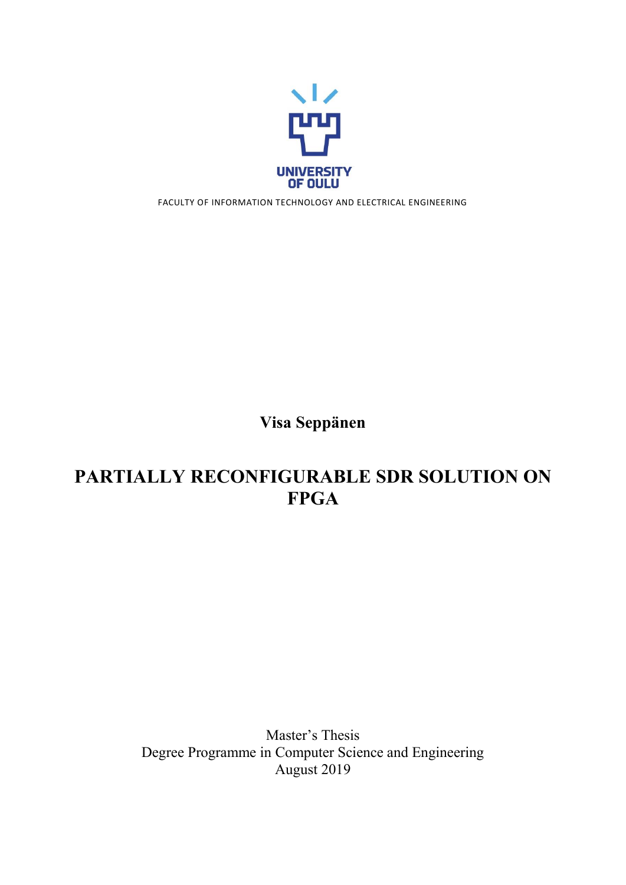UNIVERSITY OF OULU

FACULTY OF INFORMATION TECHNOLOGY AND ELECTRICAL ENGINEERING

**Visa Seppänen**

# PARTIALLY RECONFIGURABLE SDR SOLUTION ON FPGA

Master's Thesis
Degree Programme in Computer Science and Engineering
August 2019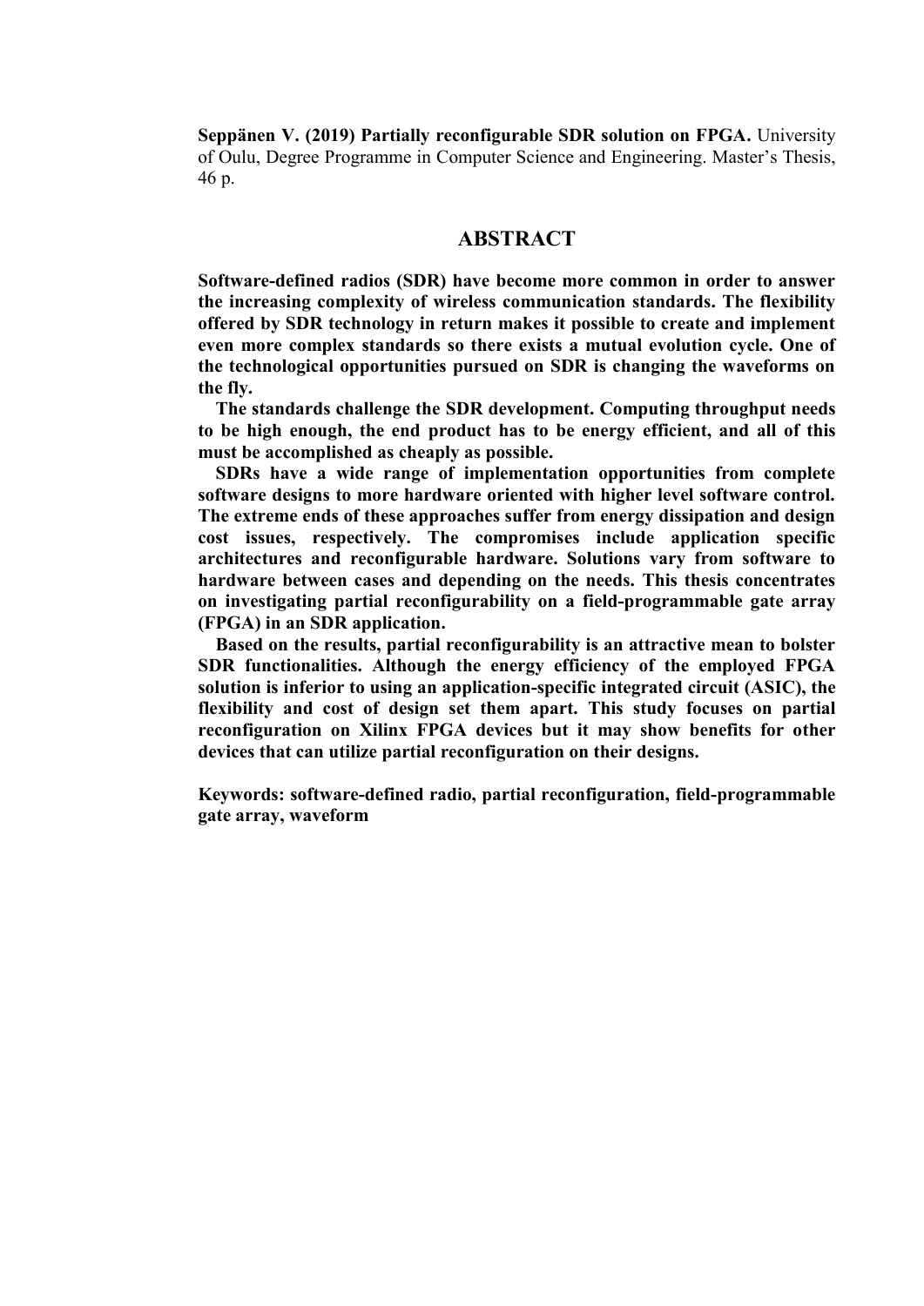**Seppänen V. (2019) Partially reconfigurable SDR solution on FPGA.** University of Oulu, Degree Programme in Computer Science and Engineering. Master's Thesis, 46 p.

## ABSTRACT

**Software-defined radios (SDR) have become more common in order to answer the increasing complexity of wireless communication standards. The flexibility offered by SDR technology in return makes it possible to create and implement even more complex standards so there exists a mutual evolution cycle. One of the technological opportunities pursued on SDR is changing the waveforms on the fly.**

**The standards challenge the SDR development. Computing throughput needs to be high enough, the end product has to be energy efficient, and all of this must be accomplished as cheaply as possible.**

**SDRs have a wide range of implementation opportunities from complete software designs to more hardware oriented with higher level software control. The extreme ends of these approaches suffer from energy dissipation and design cost issues, respectively. The compromises include application specific architectures and reconfigurable hardware. Solutions vary from software to hardware between cases and depending on the needs. This thesis concentrates on investigating partial reconfigurability on a field-programmable gate array (FPGA) in an SDR application.**

**Based on the results, partial reconfigurability is an attractive mean to bolster SDR functionalities. Although the energy efficiency of the employed FPGA solution is inferior to using an application-specific integrated circuit (ASIC), the flexibility and cost of design set them apart. This study focuses on partial reconfiguration on Xilinx FPGA devices but it may show benefits for other devices that can utilize partial reconfiguration on their designs.**

**Keywords: software-defined radio, partial reconfiguration, field-programmable gate array, waveform**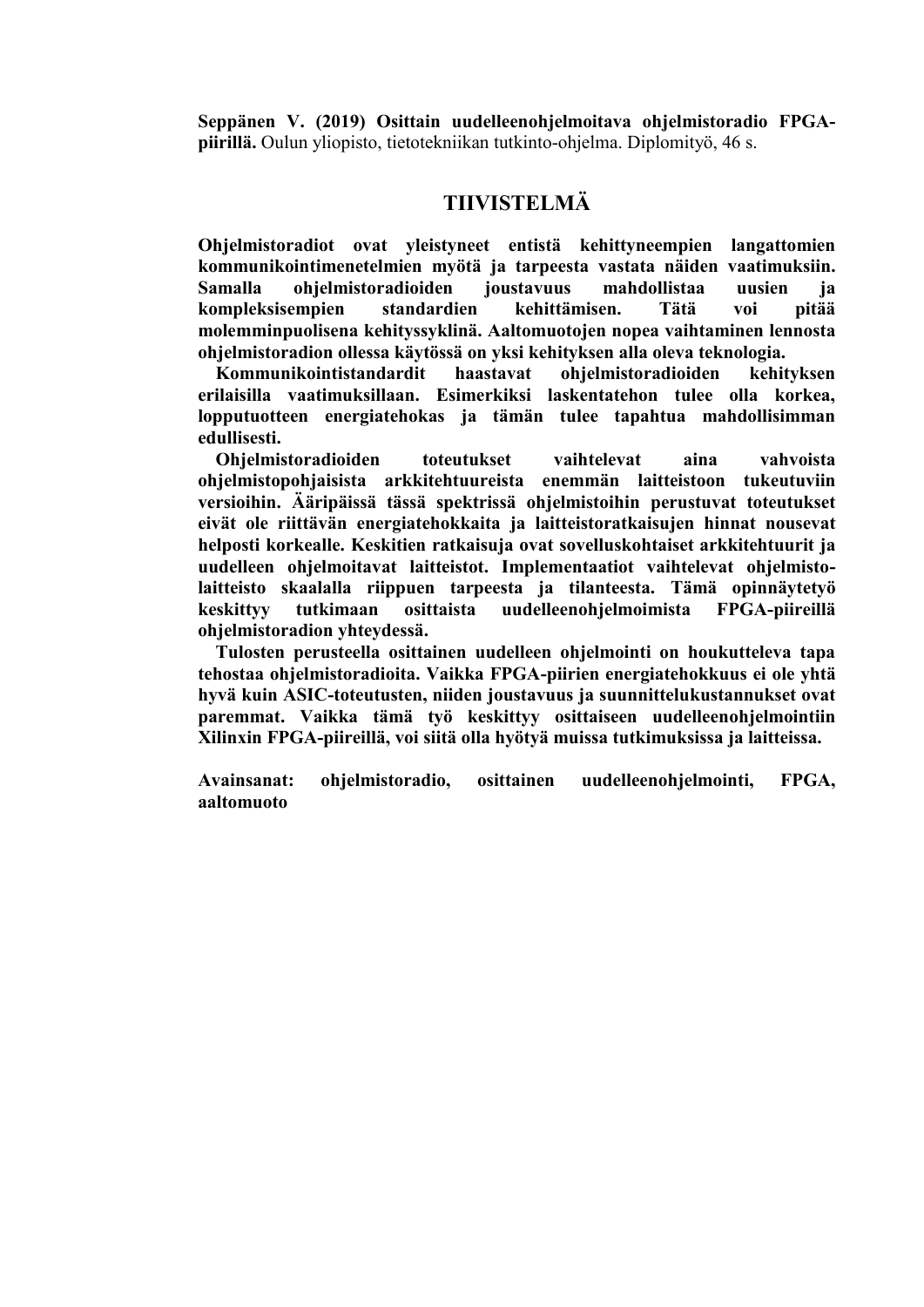**Seppänen V. (2019) Osittain uudelleenohjelmoitava ohjelmistoradio FPGA-piirillä.** Oulun yliopisto, tietotekniikan tutkinto-ohjelma. Diplomityö, 46 s.

# TIIVISTELMÄ

**Ohjelmistoradiot ovat yleistyneet entistä kehittyneempien langattomien kommunikointimenetelmien myötä ja tarpeesta vastata näiden vaatimuksiin. Samalla ohjelmistoradioiden joustavuus mahdollistaa uusien ja kompleksisempien standardien kehittämisen. Tätä voi pitää molemminpuolisena kehityssyklinä. Aaltomuotojen nopea vaihtaminen lennosta ohjelmistoradion ollessa käytössä on yksi kehityksen alla oleva teknologia.**

**Kommunikointistandardit haastavat ohjelmistoradioiden kehityksen erilaisilla vaatimuksillaan. Esimerkiksi laskentatehon tulee olla korkea, lopputuotteen energiatehokas ja tämän tulee tapahtua mahdollisimman edullisesti.**

**Ohjelmistoradioiden toteutukset vaihtelevat aina vahvoista ohjelmistopohjaisista arkkitehtuureista enemmän laitteistoon tukeutuviin versioihin. Ääripäissä tässä spektrissä ohjelmistoihin perustuvat toteutukset eivät ole riittävän energiatehokkaita ja laitteistoratkaisujen hinnat nousevat helposti korkealle. Keskitien ratkaisuja ovat sovelluskohtaiset arkkitehtuurit ja uudelleen ohjelmoitavat laitteistot. Implementaatiot vaihtelevat ohjelmisto-laitteisto skaalalla riippuen tarpeesta ja tilanteesta. Tämä opinnäytetyö keskittyy tutkimaan osittaista uudelleenohjelmoimista FPGA-piireillä ohjelmistoradion yhteydessä.**

**Tulosten perusteella osittainen uudelleen ohjelmointi on houkutteleva tapa tehostaa ohjelmistoradioita. Vaikka FPGA-piirien energiatehokkuus ei ole yhtä hyvä kuin ASIC-toteutusten, niiden joustavuus ja suunnittelukustannukset ovat paremmat. Vaikka tämä työ keskittyy osittaiseen uudelleenohjelmointiin Xilinxin FPGA-piireillä, voi siitä olla hyötyä muissa tutkimuksissa ja laitteissa.**

**Avainsanat: ohjelmistoradio, osittainen uudelleenohjelmointi, FPGA, aaltomuoto**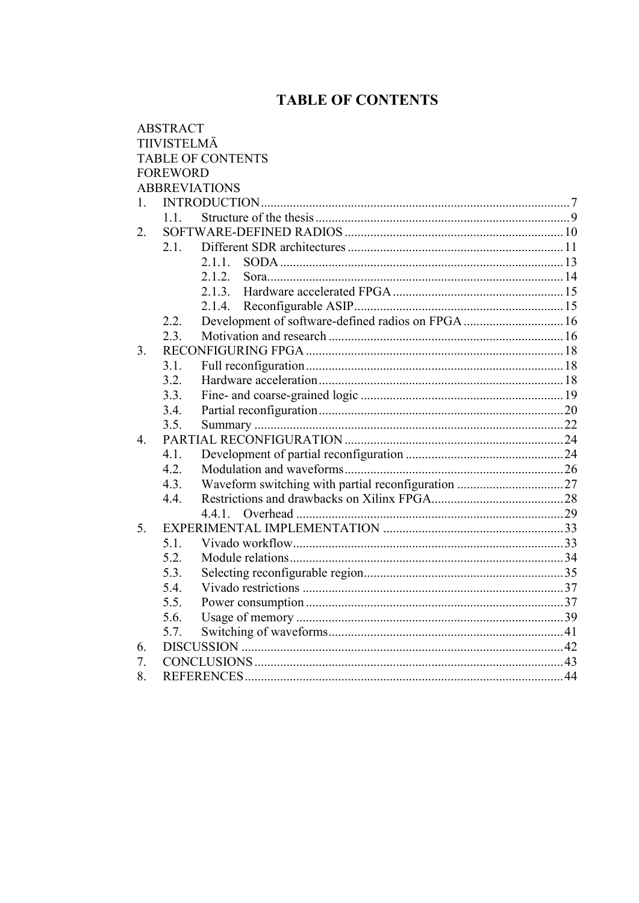# TABLE OF CONTENTS

ABSTRACT
TIIVISTELMÄ
TABLE OF CONTENTS
FOREWORD
ABBREVIATIONS

1. INTRODUCTION ..... 7
   - 1.1. Structure of the thesis ..... 9
2. SOFTWARE-DEFINED RADIOS ..... 10
   - 2.1. Different SDR architectures ..... 11
     - 2.1.1. SODA ..... 13
     - 2.1.2. Sora ..... 14
     - 2.1.3. Hardware accelerated FPGA ..... 15
     - 2.1.4. Reconfigurable ASIP ..... 15
   - 2.2. Development of software-defined radios on FPGA ..... 16
   - 2.3. Motivation and research ..... 16
3. RECONFIGURING FPGA ..... 18
   - 3.1. Full reconfiguration ..... 18
   - 3.2. Hardware acceleration ..... 18
   - 3.3. Fine- and coarse-grained logic ..... 19
   - 3.4. Partial reconfiguration ..... 20
   - 3.5. Summary ..... 22
4. PARTIAL RECONFIGURATION ..... 24
   - 4.1. Development of partial reconfiguration ..... 24
   - 4.2. Modulation and waveforms ..... 26
   - 4.3. Waveform switching with partial reconfiguration ..... 27
   - 4.4. Restrictions and drawbacks on Xilinx FPGA ..... 28
     - 4.4.1. Overhead ..... 29
5. EXPERIMENTAL IMPLEMENTATION ..... 33
   - 5.1. Vivado workflow ..... 33
   - 5.2. Module relations ..... 34
   - 5.3. Selecting reconfigurable region ..... 35
   - 5.4. Vivado restrictions ..... 37
   - 5.5. Power consumption ..... 37
   - 5.6. Usage of memory ..... 39
   - 5.7. Switching of waveforms ..... 41
6. DISCUSSION ..... 42
7. CONCLUSIONS ..... 43
8. REFERENCES ..... 44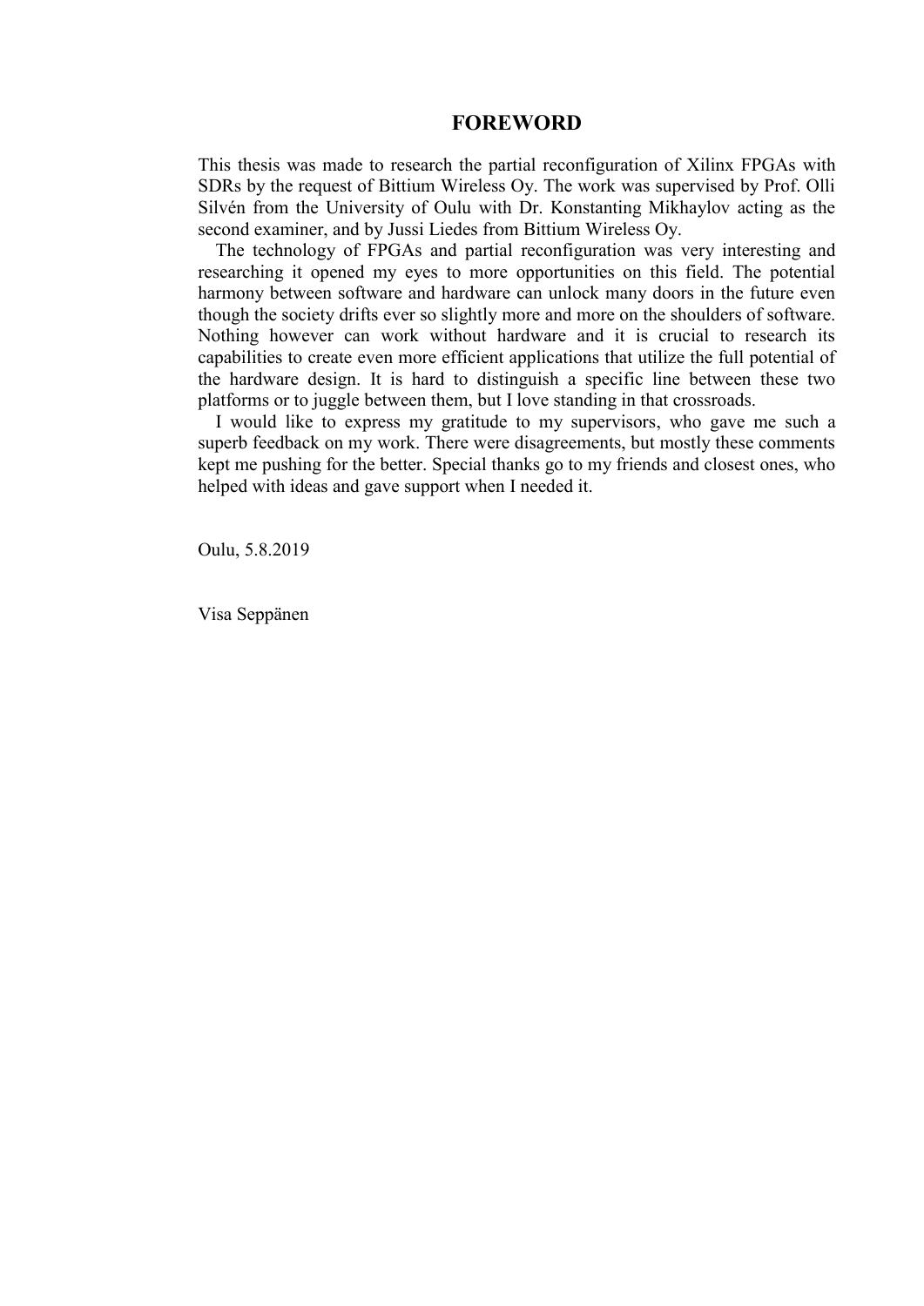# FOREWORD

This thesis was made to research the partial reconfiguration of Xilinx FPGAs with SDRs by the request of Bittium Wireless Oy. The work was supervised by Prof. Olli Silvén from the University of Oulu with Dr. Konstanting Mikhaylov acting as the second examiner, and by Jussi Liedes from Bittium Wireless Oy.

The technology of FPGAs and partial reconfiguration was very interesting and researching it opened my eyes to more opportunities on this field. The potential harmony between software and hardware can unlock many doors in the future even though the society drifts ever so slightly more and more on the shoulders of software. Nothing however can work without hardware and it is crucial to research its capabilities to create even more efficient applications that utilize the full potential of the hardware design. It is hard to distinguish a specific line between these two platforms or to juggle between them, but I love standing in that crossroads.

I would like to express my gratitude to my supervisors, who gave me such a superb feedback on my work. There were disagreements, but mostly these comments kept me pushing for the better. Special thanks go to my friends and closest ones, who helped with ideas and gave support when I needed it.

Oulu, 5.8.2019

Visa Seppänen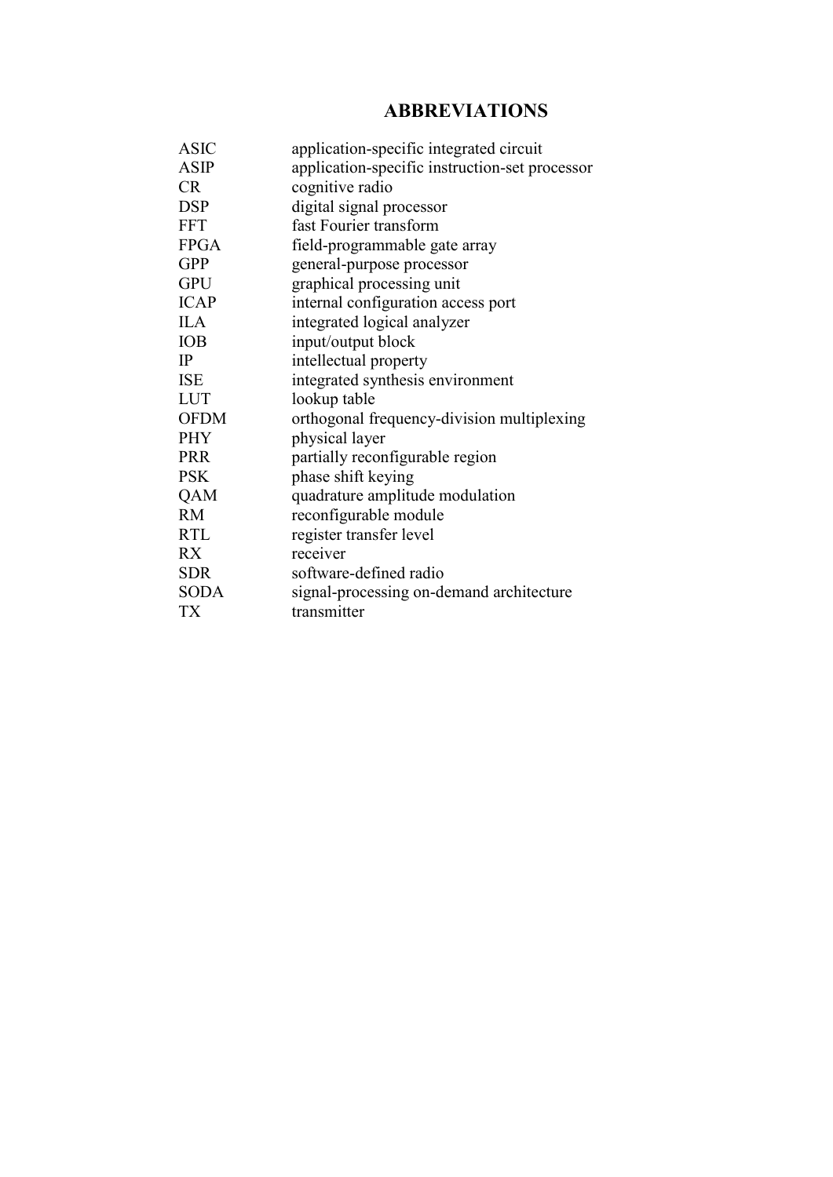# ABBREVIATIONS

| | |
|---|---|
| ASIC | application-specific integrated circuit |
| ASIP | application-specific instruction-set processor |
| CR | cognitive radio |
| DSP | digital signal processor |
| FFT | fast Fourier transform |
| FPGA | field-programmable gate array |
| GPP | general-purpose processor |
| GPU | graphical processing unit |
| ICAP | internal configuration access port |
| ILA | integrated logical analyzer |
| IOB | input/output block |
| IP | intellectual property |
| ISE | integrated synthesis environment |
| LUT | lookup table |
| OFDM | orthogonal frequency-division multiplexing |
| PHY | physical layer |
| PRR | partially reconfigurable region |
| PSK | phase shift keying |
| QAM | quadrature amplitude modulation |
| RM | reconfigurable module |
| RTL | register transfer level |
| RX | receiver |
| SDR | software-defined radio |
| SODA | signal-processing on-demand architecture |
| TX | transmitter |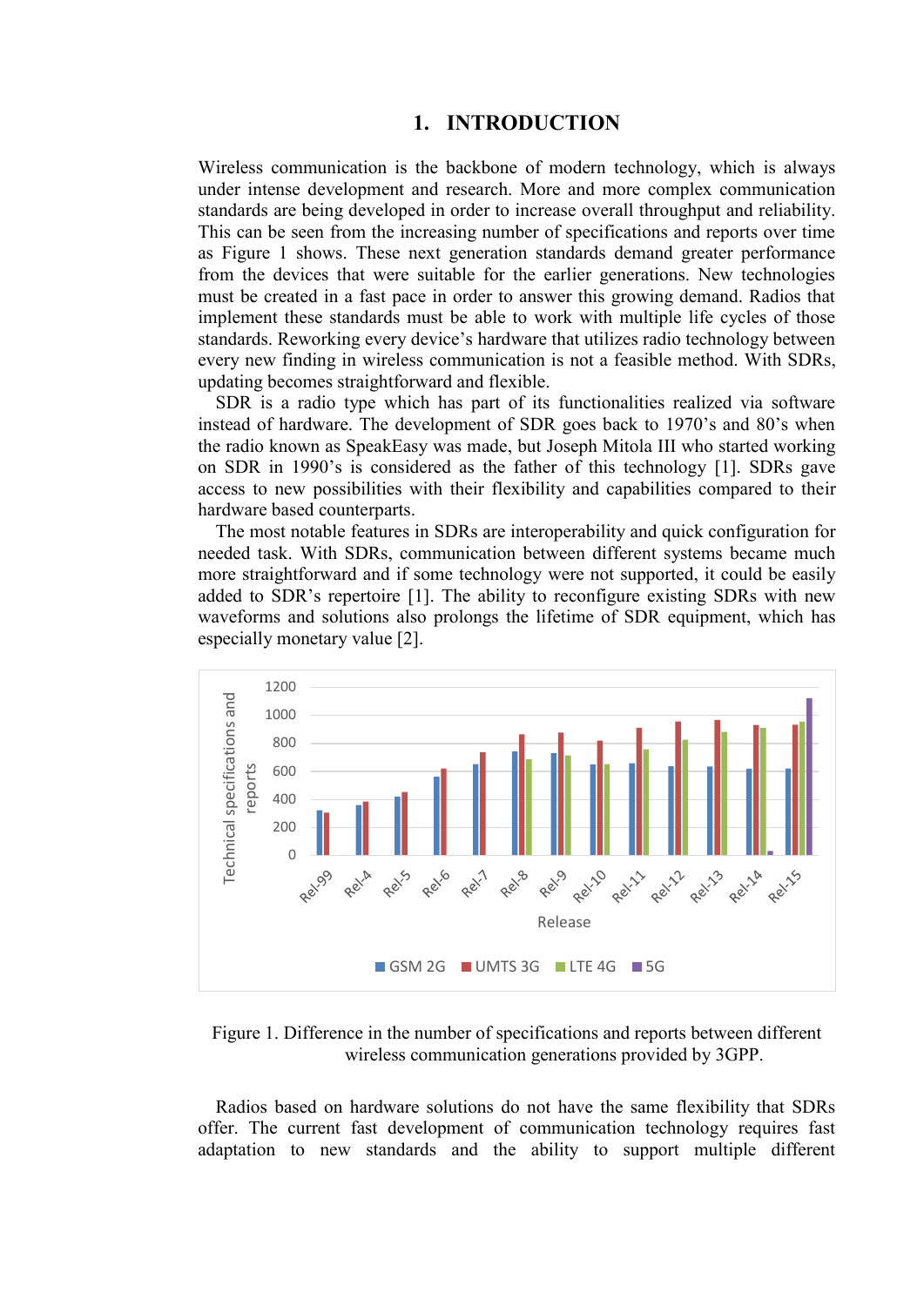# 1. INTRODUCTION

Wireless communication is the backbone of modern technology, which is always under intense development and research. More and more complex communication standards are being developed in order to increase overall throughput and reliability. This can be seen from the increasing number of specifications and reports over time as Figure 1 shows. These next generation standards demand greater performance from the devices that were suitable for the earlier generations. New technologies must be created in a fast pace in order to answer this growing demand. Radios that implement these standards must be able to work with multiple life cycles of those standards. Reworking every device's hardware that utilizes radio technology between every new finding in wireless communication is not a feasible method. With SDRs, updating becomes straightforward and flexible.

SDR is a radio type which has part of its functionalities realized via software instead of hardware. The development of SDR goes back to 1970's and 80's when the radio known as SpeakEasy was made, but Joseph Mitola III who started working on SDR in 1990's is considered as the father of this technology [1]. SDRs gave access to new possibilities with their flexibility and capabilities compared to their hardware based counterparts.

The most notable features in SDRs are interoperability and quick configuration for needed task. With SDRs, communication between different systems became much more straightforward and if some technology were not supported, it could be easily added to SDR's repertoire [1]. The ability to reconfigure existing SDRs with new waveforms and solutions also prolongs the lifetime of SDR equipment, which has especially monetary value [2].

Figure 1. Difference in the number of specifications and reports between different wireless communication generations provided by 3GPP.

Radios based on hardware solutions do not have the same flexibility that SDRs offer. The current fast development of communication technology requires fast adaptation to new standards and the ability to support multiple different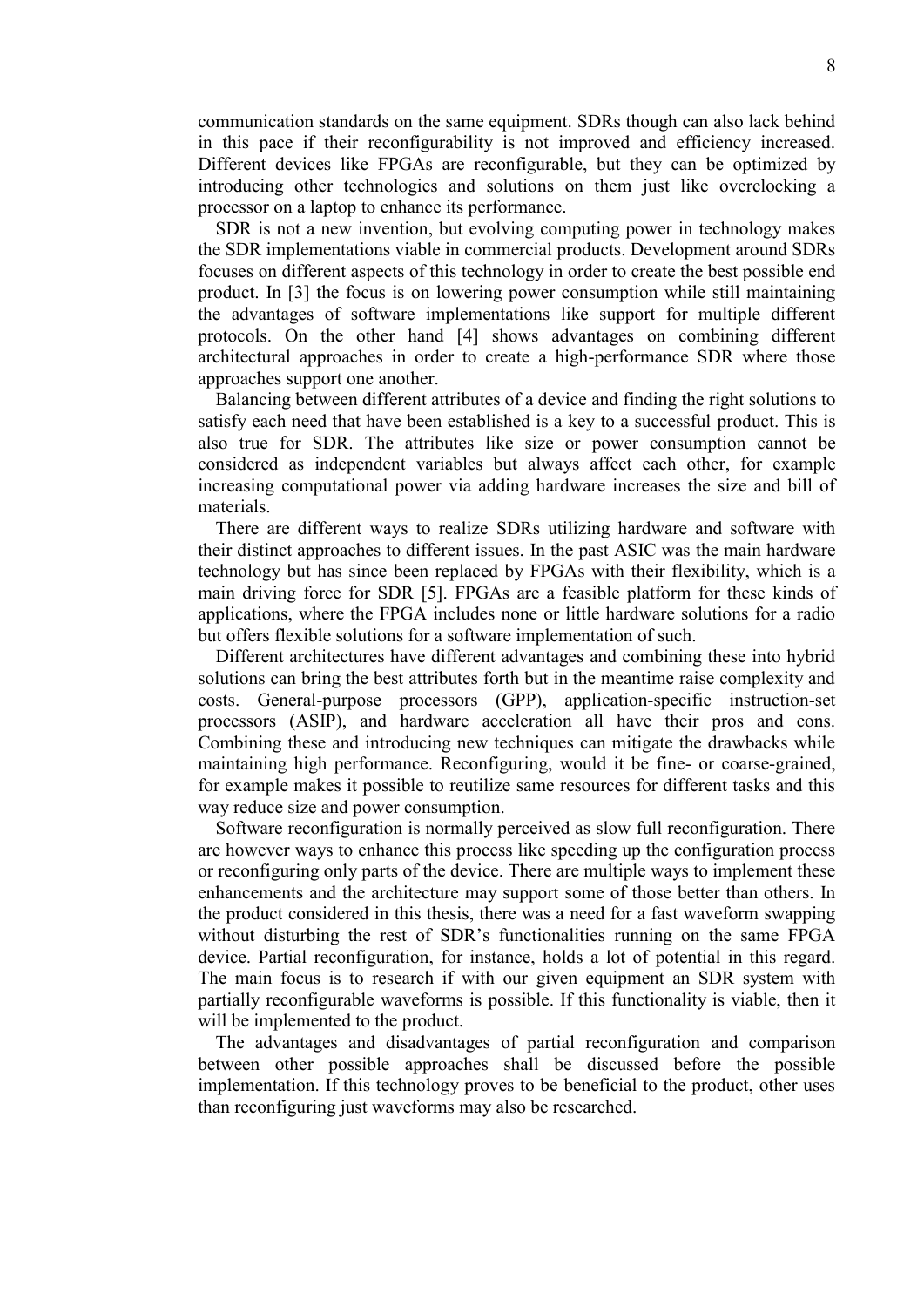communication standards on the same equipment. SDRs though can also lack behind in this pace if their reconfigurability is not improved and efficiency increased. Different devices like FPGAs are reconfigurable, but they can be optimized by introducing other technologies and solutions on them just like overclocking a processor on a laptop to enhance its performance.

SDR is not a new invention, but evolving computing power in technology makes the SDR implementations viable in commercial products. Development around SDRs focuses on different aspects of this technology in order to create the best possible end product. In [3] the focus is on lowering power consumption while still maintaining the advantages of software implementations like support for multiple different protocols. On the other hand [4] shows advantages on combining different architectural approaches in order to create a high-performance SDR where those approaches support one another.

Balancing between different attributes of a device and finding the right solutions to satisfy each need that have been established is a key to a successful product. This is also true for SDR. The attributes like size or power consumption cannot be considered as independent variables but always affect each other, for example increasing computational power via adding hardware increases the size and bill of materials.

There are different ways to realize SDRs utilizing hardware and software with their distinct approaches to different issues. In the past ASIC was the main hardware technology but has since been replaced by FPGAs with their flexibility, which is a main driving force for SDR [5]. FPGAs are a feasible platform for these kinds of applications, where the FPGA includes none or little hardware solutions for a radio but offers flexible solutions for a software implementation of such.

Different architectures have different advantages and combining these into hybrid solutions can bring the best attributes forth but in the meantime raise complexity and costs. General-purpose processors (GPP), application-specific instruction-set processors (ASIP), and hardware acceleration all have their pros and cons. Combining these and introducing new techniques can mitigate the drawbacks while maintaining high performance. Reconfiguring, would it be fine- or coarse-grained, for example makes it possible to reutilize same resources for different tasks and this way reduce size and power consumption.

Software reconfiguration is normally perceived as slow full reconfiguration. There are however ways to enhance this process like speeding up the configuration process or reconfiguring only parts of the device. There are multiple ways to implement these enhancements and the architecture may support some of those better than others. In the product considered in this thesis, there was a need for a fast waveform swapping without disturbing the rest of SDR's functionalities running on the same FPGA device. Partial reconfiguration, for instance, holds a lot of potential in this regard. The main focus is to research if with our given equipment an SDR system with partially reconfigurable waveforms is possible. If this functionality is viable, then it will be implemented to the product.

The advantages and disadvantages of partial reconfiguration and comparison between other possible approaches shall be discussed before the possible implementation. If this technology proves to be beneficial to the product, other uses than reconfiguring just waveforms may also be researched.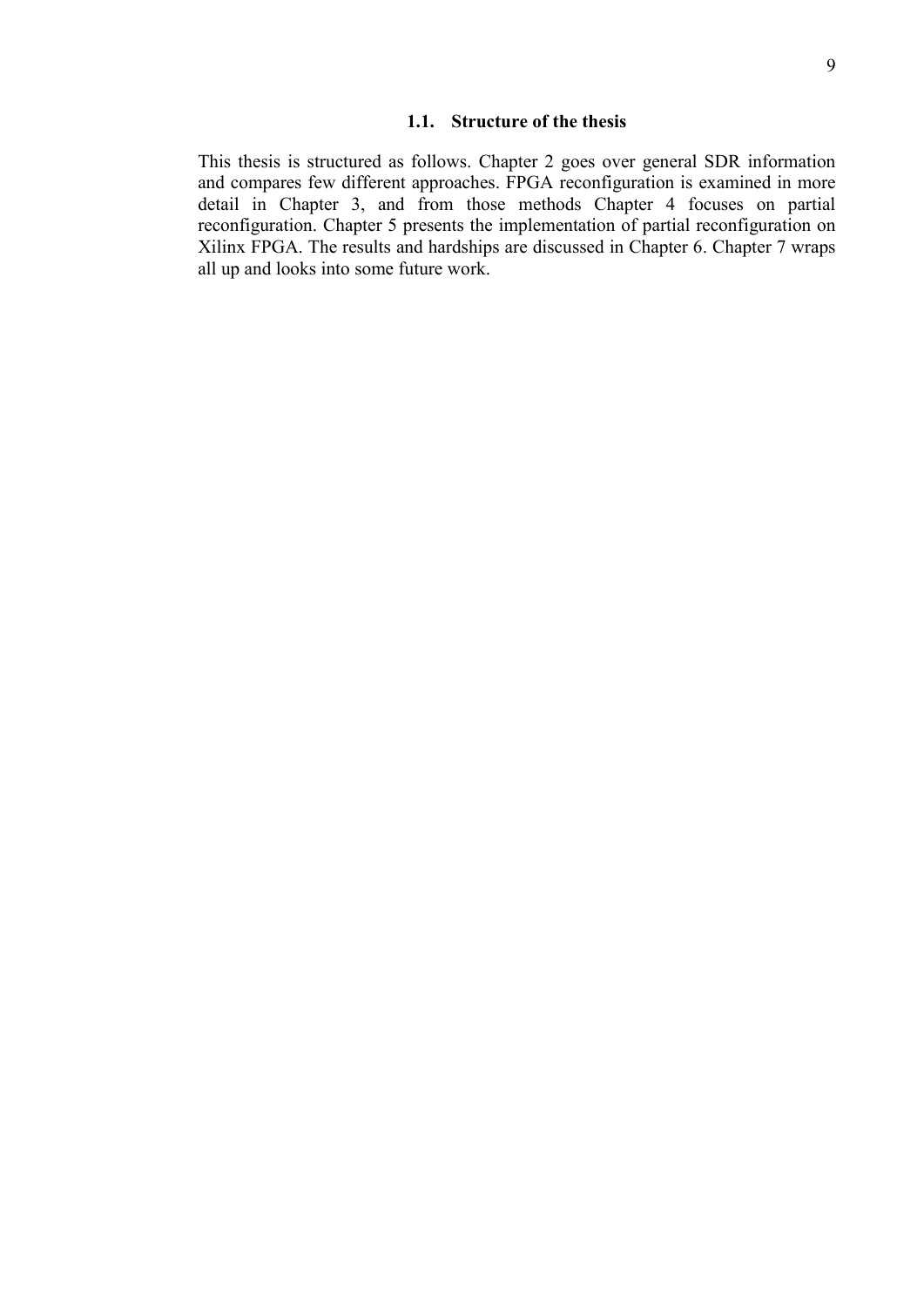## 1.1. Structure of the thesis

This thesis is structured as follows. Chapter 2 goes over general SDR information and compares few different approaches. FPGA reconfiguration is examined in more detail in Chapter 3, and from those methods Chapter 4 focuses on partial reconfiguration. Chapter 5 presents the implementation of partial reconfiguration on Xilinx FPGA. The results and hardships are discussed in Chapter 6. Chapter 7 wraps all up and looks into some future work.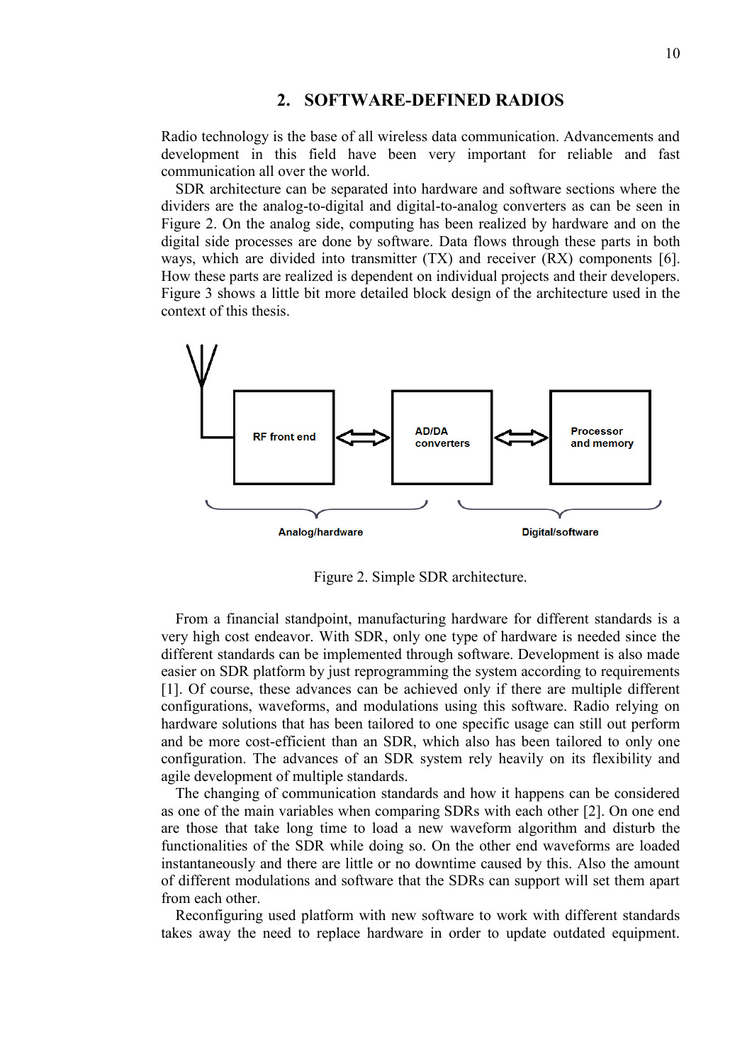## 2. SOFTWARE-DEFINED RADIOS

Radio technology is the base of all wireless data communication. Advancements and development in this field have been very important for reliable and fast communication all over the world.

SDR architecture can be separated into hardware and software sections where the dividers are the analog-to-digital and digital-to-analog converters as can be seen in Figure 2. On the analog side, computing has been realized by hardware and on the digital side processes are done by software. Data flows through these parts in both ways, which are divided into transmitter (TX) and receiver (RX) components [6]. How these parts are realized is dependent on individual projects and their developers. Figure 3 shows a little bit more detailed block design of the architecture used in the context of this thesis.

Figure 2. Simple SDR architecture.

From a financial standpoint, manufacturing hardware for different standards is a very high cost endeavor. With SDR, only one type of hardware is needed since the different standards can be implemented through software. Development is also made easier on SDR platform by just reprogramming the system according to requirements [1]. Of course, these advances can be achieved only if there are multiple different configurations, waveforms, and modulations using this software. Radio relying on hardware solutions that has been tailored to one specific usage can still out perform and be more cost-efficient than an SDR, which also has been tailored to only one configuration. The advances of an SDR system rely heavily on its flexibility and agile development of multiple standards.

The changing of communication standards and how it happens can be considered as one of the main variables when comparing SDRs with each other [2]. On one end are those that take long time to load a new waveform algorithm and disturb the functionalities of the SDR while doing so. On the other end waveforms are loaded instantaneously and there are little or no downtime caused by this. Also the amount of different modulations and software that the SDRs can support will set them apart from each other.

Reconfiguring used platform with new software to work with different standards takes away the need to replace hardware in order to update outdated equipment.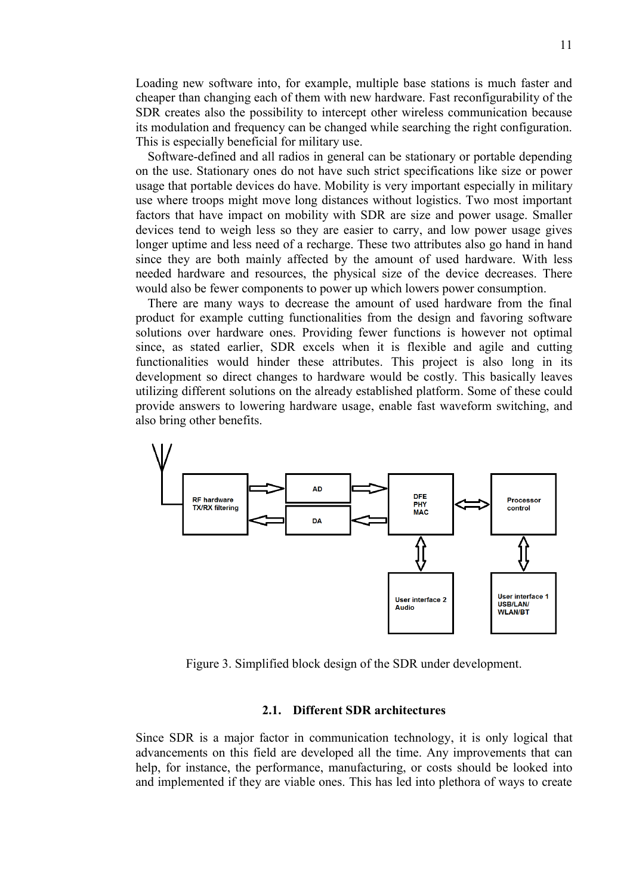Loading new software into, for example, multiple base stations is much faster and cheaper than changing each of them with new hardware. Fast reconfigurability of the SDR creates also the possibility to intercept other wireless communication because its modulation and frequency can be changed while searching the right configuration. This is especially beneficial for military use.

Software-defined and all radios in general can be stationary or portable depending on the use. Stationary ones do not have such strict specifications like size or power usage that portable devices do have. Mobility is very important especially in military use where troops might move long distances without logistics. Two most important factors that have impact on mobility with SDR are size and power usage. Smaller devices tend to weigh less so they are easier to carry, and low power usage gives longer uptime and less need of a recharge. These two attributes also go hand in hand since they are both mainly affected by the amount of used hardware. With less needed hardware and resources, the physical size of the device decreases. There would also be fewer components to power up which lowers power consumption.

There are many ways to decrease the amount of used hardware from the final product for example cutting functionalities from the design and favoring software solutions over hardware ones. Providing fewer functions is however not optimal since, as stated earlier, SDR excels when it is flexible and agile and cutting functionalities would hinder these attributes. This project is also long in its development so direct changes to hardware would be costly. This basically leaves utilizing different solutions on the already established platform. Some of these could provide answers to lowering hardware usage, enable fast waveform switching, and also bring other benefits.

Figure 3. Simplified block design of the SDR under development.

### 2.1. Different SDR architectures

Since SDR is a major factor in communication technology, it is only logical that advancements on this field are developed all the time. Any improvements that can help, for instance, the performance, manufacturing, or costs should be looked into and implemented if they are viable ones. This has led into plethora of ways to create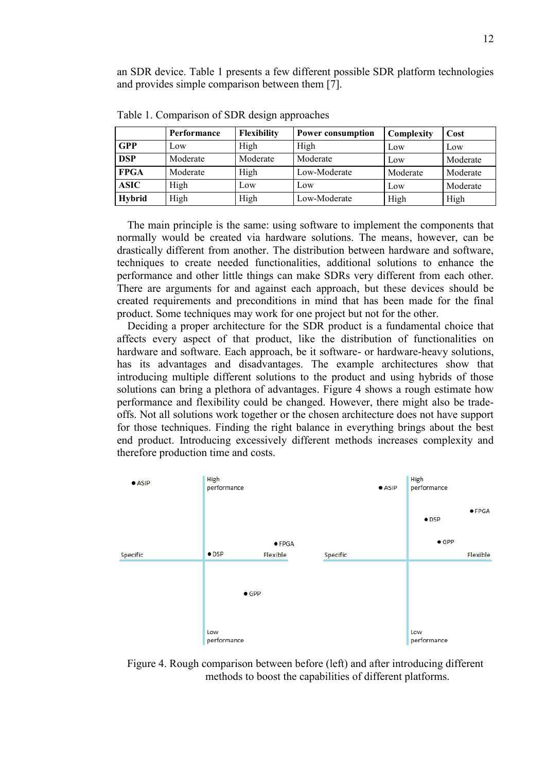an SDR device. Table 1 presents a few different possible SDR platform technologies and provides simple comparison between them [7].

Table 1. Comparison of SDR design approaches

| | Performance | Flexibility | Power consumption | Complexity | Cost |
|---|---|---|---|---|---|
| **GPP** | Low | High | High | Low | Low |
| **DSP** | Moderate | Moderate | Moderate | Low | Moderate |
| **FPGA** | Moderate | High | Low-Moderate | Moderate | Moderate |
| **ASIC** | High | Low | Low | Low | Moderate |
| **Hybrid** | High | High | Low-Moderate | High | High |

The main principle is the same: using software to implement the components that normally would be created via hardware solutions. The means, however, can be drastically different from another. The distribution between hardware and software, techniques to create needed functionalities, additional solutions to enhance the performance and other little things can make SDRs very different from each other. There are arguments for and against each approach, but these devices should be created requirements and preconditions in mind that has been made for the final product. Some techniques may work for one project but not for the other.

Deciding a proper architecture for the SDR product is a fundamental choice that affects every aspect of that product, like the distribution of functionalities on hardware and software. Each approach, be it software- or hardware-heavy solutions, has its advantages and disadvantages. The example architectures show that introducing multiple different solutions to the product and using hybrids of those solutions can bring a plethora of advantages. Figure 4 shows a rough estimate how performance and flexibility could be changed. However, there might also be trade-offs. Not all solutions work together or the chosen architecture does not have support for those techniques. Finding the right balance in everything brings about the best end product. Introducing excessively different methods increases complexity and therefore production time and costs.

Figure 4. Rough comparison between before (left) and after introducing different methods to boost the capabilities of different platforms.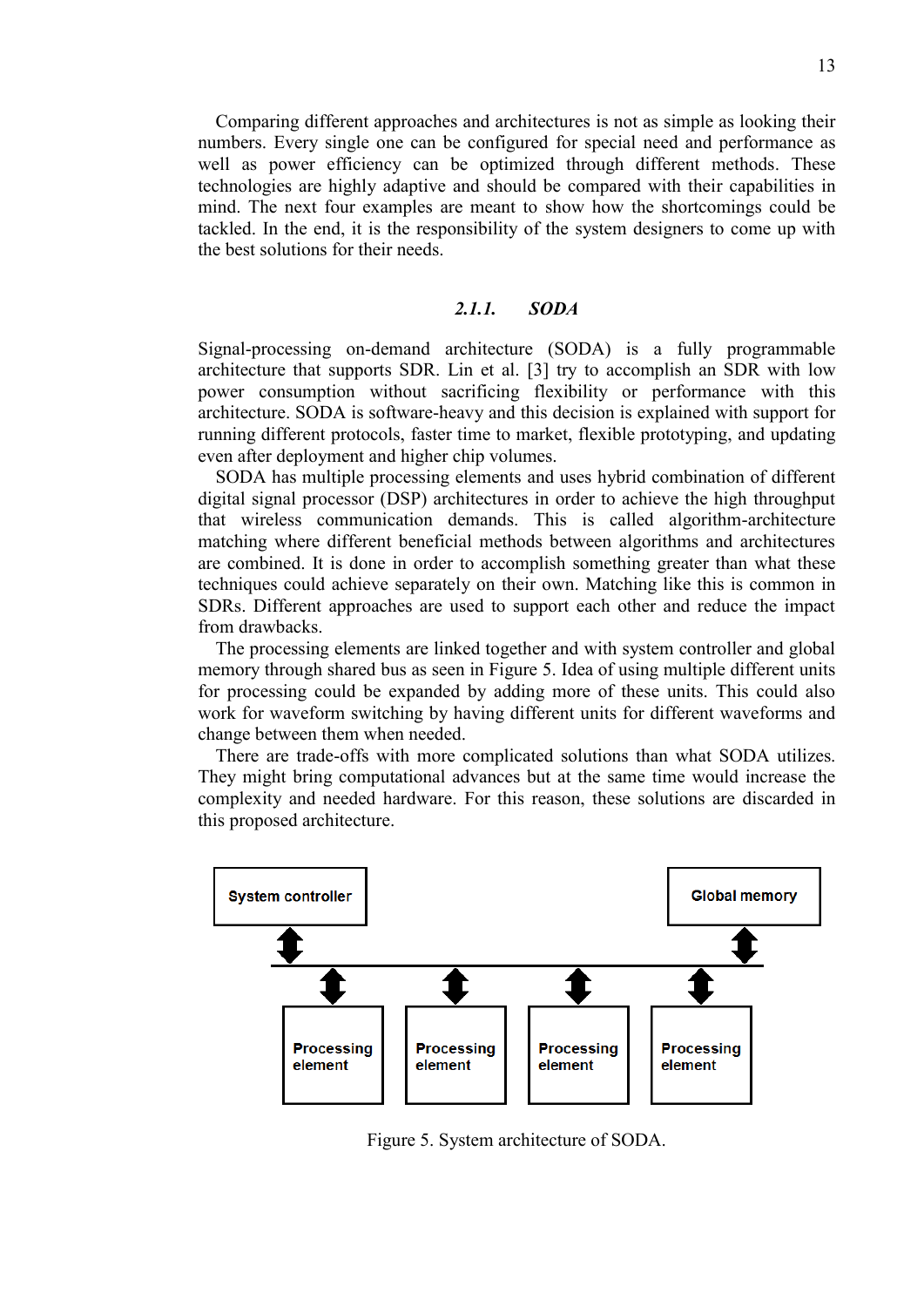Comparing different approaches and architectures is not as simple as looking their numbers. Every single one can be configured for special need and performance as well as power efficiency can be optimized through different methods. These technologies are highly adaptive and should be compared with their capabilities in mind. The next four examples are meant to show how the shortcomings could be tackled. In the end, it is the responsibility of the system designers to come up with the best solutions for their needs.

### *2.1.1. SODA*

Signal-processing on-demand architecture (SODA) is a fully programmable architecture that supports SDR. Lin et al. [3] try to accomplish an SDR with low power consumption without sacrificing flexibility or performance with this architecture. SODA is software-heavy and this decision is explained with support for running different protocols, faster time to market, flexible prototyping, and updating even after deployment and higher chip volumes.

SODA has multiple processing elements and uses hybrid combination of different digital signal processor (DSP) architectures in order to achieve the high throughput that wireless communication demands. This is called algorithm-architecture matching where different beneficial methods between algorithms and architectures are combined. It is done in order to accomplish something greater than what these techniques could achieve separately on their own. Matching like this is common in SDRs. Different approaches are used to support each other and reduce the impact from drawbacks.

The processing elements are linked together and with system controller and global memory through shared bus as seen in Figure 5. Idea of using multiple different units for processing could be expanded by adding more of these units. This could also work for waveform switching by having different units for different waveforms and change between them when needed.

There are trade-offs with more complicated solutions than what SODA utilizes. They might bring computational advances but at the same time would increase the complexity and needed hardware. For this reason, these solutions are discarded in this proposed architecture.

System controller

Global memory

Processing element

Processing element

Processing element

Processing element

Figure 5. System architecture of SODA.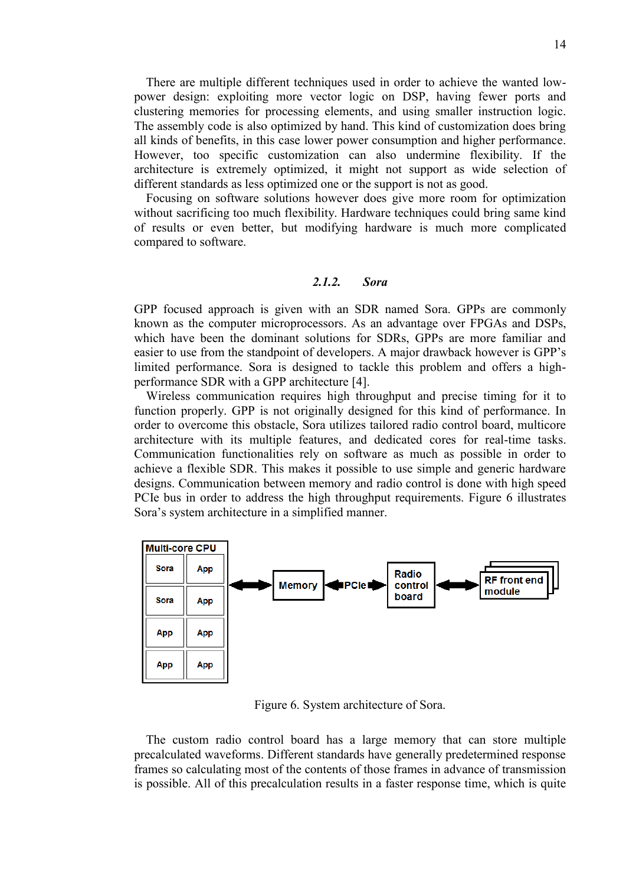There are multiple different techniques used in order to achieve the wanted low-power design: exploiting more vector logic on DSP, having fewer ports and clustering memories for processing elements, and using smaller instruction logic. The assembly code is also optimized by hand. This kind of customization does bring all kinds of benefits, in this case lower power consumption and higher performance. However, too specific customization can also undermine flexibility. If the architecture is extremely optimized, it might not support as wide selection of different standards as less optimized one or the support is not as good.

Focusing on software solutions however does give more room for optimization without sacrificing too much flexibility. Hardware techniques could bring same kind of results or even better, but modifying hardware is much more complicated compared to software.

### 2.1.2. Sora

GPP focused approach is given with an SDR named Sora. GPPs are commonly known as the computer microprocessors. As an advantage over FPGAs and DSPs, which have been the dominant solutions for SDRs, GPPs are more familiar and easier to use from the standpoint of developers. A major drawback however is GPP's limited performance. Sora is designed to tackle this problem and offers a high-performance SDR with a GPP architecture [4].

Wireless communication requires high throughput and precise timing for it to function properly. GPP is not originally designed for this kind of performance. In order to overcome this obstacle, Sora utilizes tailored radio control board, multicore architecture with its multiple features, and dedicated cores for real-time tasks. Communication functionalities rely on software as much as possible in order to achieve a flexible SDR. This makes it possible to use simple and generic hardware designs. Communication between memory and radio control is done with high speed PCIe bus in order to address the high throughput requirements. Figure 6 illustrates Sora's system architecture in a simplified manner.

Figure 6. System architecture of Sora.

The custom radio control board has a large memory that can store multiple precalculated waveforms. Different standards have generally predetermined response frames so calculating most of the contents of those frames in advance of transmission is possible. All of this precalculation results in a faster response time, which is quite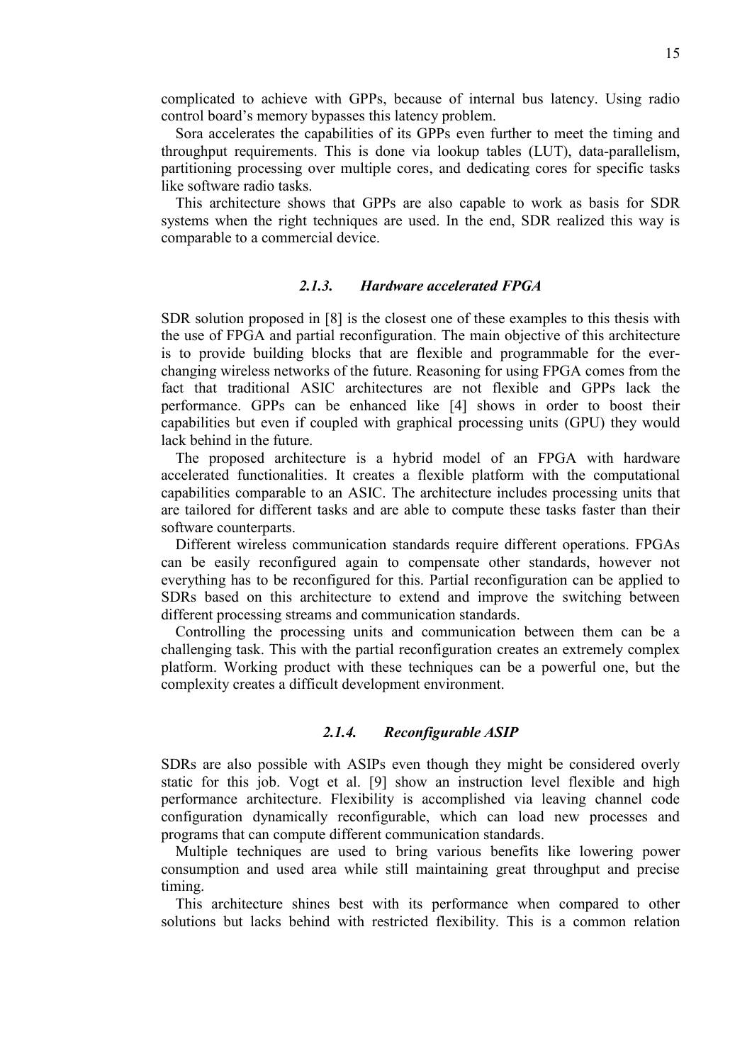complicated to achieve with GPPs, because of internal bus latency. Using radio control board's memory bypasses this latency problem.

Sora accelerates the capabilities of its GPPs even further to meet the timing and throughput requirements. This is done via lookup tables (LUT), data-parallelism, partitioning processing over multiple cores, and dedicating cores for specific tasks like software radio tasks.

This architecture shows that GPPs are also capable to work as basis for SDR systems when the right techniques are used. In the end, SDR realized this way is comparable to a commercial device.

### *2.1.3. Hardware accelerated FPGA*

SDR solution proposed in [8] is the closest one of these examples to this thesis with the use of FPGA and partial reconfiguration. The main objective of this architecture is to provide building blocks that are flexible and programmable for the ever-changing wireless networks of the future. Reasoning for using FPGA comes from the fact that traditional ASIC architectures are not flexible and GPPs lack the performance. GPPs can be enhanced like [4] shows in order to boost their capabilities but even if coupled with graphical processing units (GPU) they would lack behind in the future.

The proposed architecture is a hybrid model of an FPGA with hardware accelerated functionalities. It creates a flexible platform with the computational capabilities comparable to an ASIC. The architecture includes processing units that are tailored for different tasks and are able to compute these tasks faster than their software counterparts.

Different wireless communication standards require different operations. FPGAs can be easily reconfigured again to compensate other standards, however not everything has to be reconfigured for this. Partial reconfiguration can be applied to SDRs based on this architecture to extend and improve the switching between different processing streams and communication standards.

Controlling the processing units and communication between them can be a challenging task. This with the partial reconfiguration creates an extremely complex platform. Working product with these techniques can be a powerful one, but the complexity creates a difficult development environment.

### *2.1.4. Reconfigurable ASIP*

SDRs are also possible with ASIPs even though they might be considered overly static for this job. Vogt et al. [9] show an instruction level flexible and high performance architecture. Flexibility is accomplished via leaving channel code configuration dynamically reconfigurable, which can load new processes and programs that can compute different communication standards.

Multiple techniques are used to bring various benefits like lowering power consumption and used area while still maintaining great throughput and precise timing.

This architecture shines best with its performance when compared to other solutions but lacks behind with restricted flexibility. This is a common relation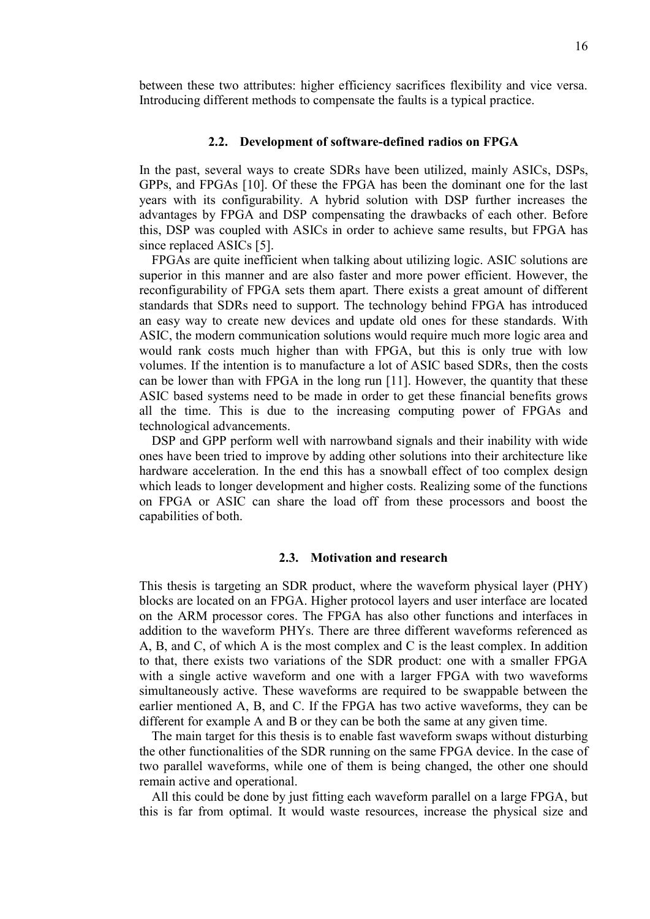between these two attributes: higher efficiency sacrifices flexibility and vice versa. Introducing different methods to compensate the faults is a typical practice.

### 2.2. Development of software-defined radios on FPGA

In the past, several ways to create SDRs have been utilized, mainly ASICs, DSPs, GPPs, and FPGAs [10]. Of these the FPGA has been the dominant one for the last years with its configurability. A hybrid solution with DSP further increases the advantages by FPGA and DSP compensating the drawbacks of each other. Before this, DSP was coupled with ASICs in order to achieve same results, but FPGA has since replaced ASICs [5].

FPGAs are quite inefficient when talking about utilizing logic. ASIC solutions are superior in this manner and are also faster and more power efficient. However, the reconfigurability of FPGA sets them apart. There exists a great amount of different standards that SDRs need to support. The technology behind FPGA has introduced an easy way to create new devices and update old ones for these standards. With ASIC, the modern communication solutions would require much more logic area and would rank costs much higher than with FPGA, but this is only true with low volumes. If the intention is to manufacture a lot of ASIC based SDRs, then the costs can be lower than with FPGA in the long run [11]. However, the quantity that these ASIC based systems need to be made in order to get these financial benefits grows all the time. This is due to the increasing computing power of FPGAs and technological advancements.

DSP and GPP perform well with narrowband signals and their inability with wide ones have been tried to improve by adding other solutions into their architecture like hardware acceleration. In the end this has a snowball effect of too complex design which leads to longer development and higher costs. Realizing some of the functions on FPGA or ASIC can share the load off from these processors and boost the capabilities of both.

### 2.3. Motivation and research

This thesis is targeting an SDR product, where the waveform physical layer (PHY) blocks are located on an FPGA. Higher protocol layers and user interface are located on the ARM processor cores. The FPGA has also other functions and interfaces in addition to the waveform PHYs. There are three different waveforms referenced as A, B, and C, of which A is the most complex and C is the least complex. In addition to that, there exists two variations of the SDR product: one with a smaller FPGA with a single active waveform and one with a larger FPGA with two waveforms simultaneously active. These waveforms are required to be swappable between the earlier mentioned A, B, and C. If the FPGA has two active waveforms, they can be different for example A and B or they can be both the same at any given time.

The main target for this thesis is to enable fast waveform swaps without disturbing the other functionalities of the SDR running on the same FPGA device. In the case of two parallel waveforms, while one of them is being changed, the other one should remain active and operational.

All this could be done by just fitting each waveform parallel on a large FPGA, but this is far from optimal. It would waste resources, increase the physical size and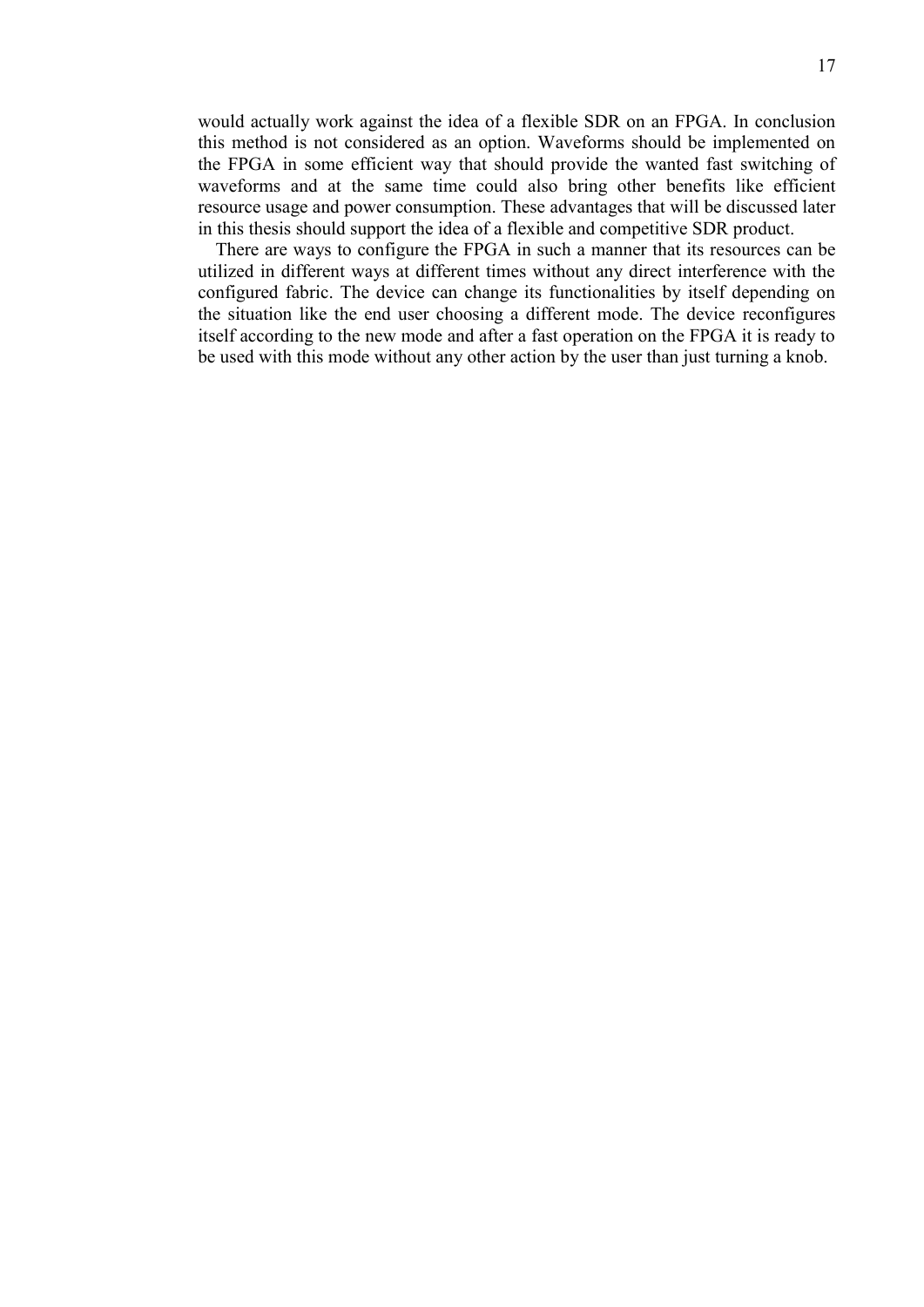would actually work against the idea of a flexible SDR on an FPGA. In conclusion this method is not considered as an option. Waveforms should be implemented on the FPGA in some efficient way that should provide the wanted fast switching of waveforms and at the same time could also bring other benefits like efficient resource usage and power consumption. These advantages that will be discussed later in this thesis should support the idea of a flexible and competitive SDR product.

There are ways to configure the FPGA in such a manner that its resources can be utilized in different ways at different times without any direct interference with the configured fabric. The device can change its functionalities by itself depending on the situation like the end user choosing a different mode. The device reconfigures itself according to the new mode and after a fast operation on the FPGA it is ready to be used with this mode without any other action by the user than just turning a knob.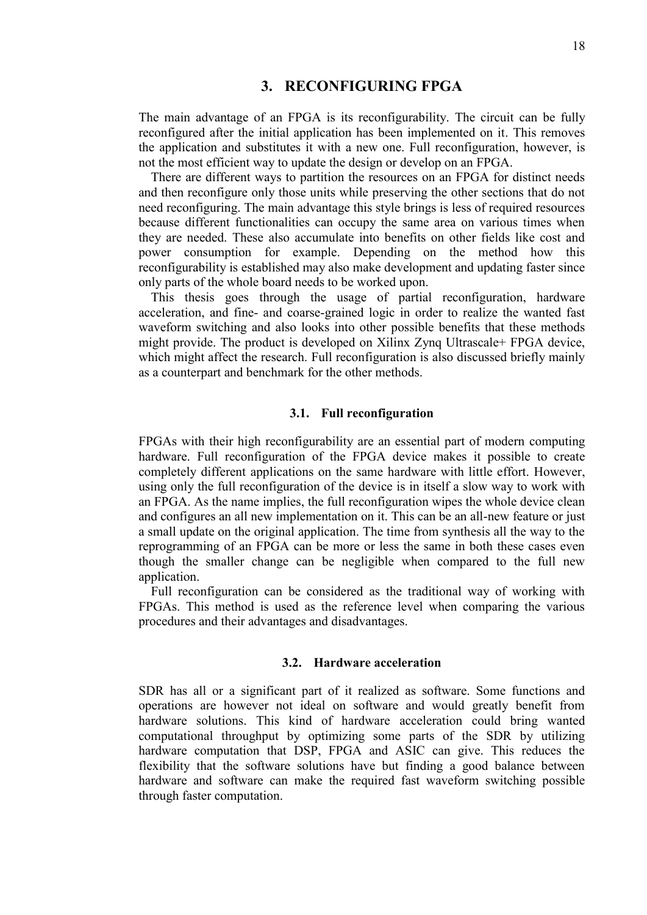# 3. RECONFIGURING FPGA

The main advantage of an FPGA is its reconfigurability. The circuit can be fully reconfigured after the initial application has been implemented on it. This removes the application and substitutes it with a new one. Full reconfiguration, however, is not the most efficient way to update the design or develop on an FPGA.

There are different ways to partition the resources on an FPGA for distinct needs and then reconfigure only those units while preserving the other sections that do not need reconfiguring. The main advantage this style brings is less of required resources because different functionalities can occupy the same area on various times when they are needed. These also accumulate into benefits on other fields like cost and power consumption for example. Depending on the method how this reconfigurability is established may also make development and updating faster since only parts of the whole board needs to be worked upon.

This thesis goes through the usage of partial reconfiguration, hardware acceleration, and fine- and coarse-grained logic in order to realize the wanted fast waveform switching and also looks into other possible benefits that these methods might provide. The product is developed on Xilinx Zynq Ultrascale+ FPGA device, which might affect the research. Full reconfiguration is also discussed briefly mainly as a counterpart and benchmark for the other methods.

## 3.1. Full reconfiguration

FPGAs with their high reconfigurability are an essential part of modern computing hardware. Full reconfiguration of the FPGA device makes it possible to create completely different applications on the same hardware with little effort. However, using only the full reconfiguration of the device is in itself a slow way to work with an FPGA. As the name implies, the full reconfiguration wipes the whole device clean and configures an all new implementation on it. This can be an all-new feature or just a small update on the original application. The time from synthesis all the way to the reprogramming of an FPGA can be more or less the same in both these cases even though the smaller change can be negligible when compared to the full new application.

Full reconfiguration can be considered as the traditional way of working with FPGAs. This method is used as the reference level when comparing the various procedures and their advantages and disadvantages.

## 3.2. Hardware acceleration

SDR has all or a significant part of it realized as software. Some functions and operations are however not ideal on software and would greatly benefit from hardware solutions. This kind of hardware acceleration could bring wanted computational throughput by optimizing some parts of the SDR by utilizing hardware computation that DSP, FPGA and ASIC can give. This reduces the flexibility that the software solutions have but finding a good balance between hardware and software can make the required fast waveform switching possible through faster computation.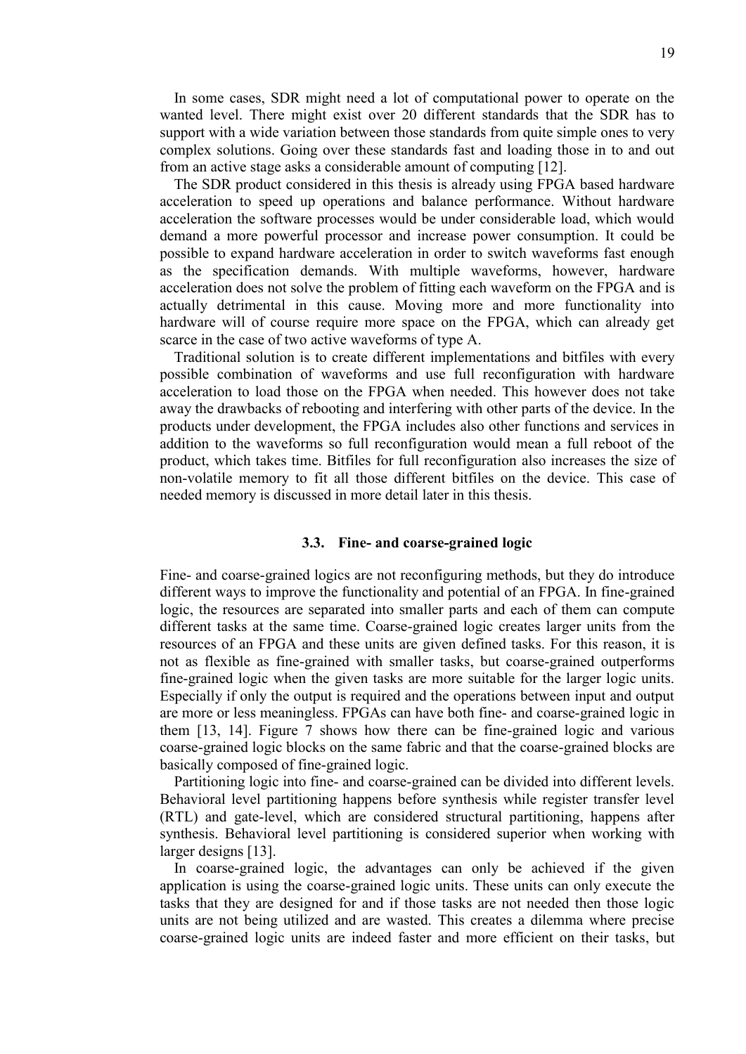In some cases, SDR might need a lot of computational power to operate on the wanted level. There might exist over 20 different standards that the SDR has to support with a wide variation between those standards from quite simple ones to very complex solutions. Going over these standards fast and loading those in to and out from an active stage asks a considerable amount of computing [12].

The SDR product considered in this thesis is already using FPGA based hardware acceleration to speed up operations and balance performance. Without hardware acceleration the software processes would be under considerable load, which would demand a more powerful processor and increase power consumption. It could be possible to expand hardware acceleration in order to switch waveforms fast enough as the specification demands. With multiple waveforms, however, hardware acceleration does not solve the problem of fitting each waveform on the FPGA and is actually detrimental in this cause. Moving more and more functionality into hardware will of course require more space on the FPGA, which can already get scarce in the case of two active waveforms of type A.

Traditional solution is to create different implementations and bitfiles with every possible combination of waveforms and use full reconfiguration with hardware acceleration to load those on the FPGA when needed. This however does not take away the drawbacks of rebooting and interfering with other parts of the device. In the products under development, the FPGA includes also other functions and services in addition to the waveforms so full reconfiguration would mean a full reboot of the product, which takes time. Bitfiles for full reconfiguration also increases the size of non-volatile memory to fit all those different bitfiles on the device. This case of needed memory is discussed in more detail later in this thesis.

### 3.3. Fine- and coarse-grained logic

Fine- and coarse-grained logics are not reconfiguring methods, but they do introduce different ways to improve the functionality and potential of an FPGA. In fine-grained logic, the resources are separated into smaller parts and each of them can compute different tasks at the same time. Coarse-grained logic creates larger units from the resources of an FPGA and these units are given defined tasks. For this reason, it is not as flexible as fine-grained with smaller tasks, but coarse-grained outperforms fine-grained logic when the given tasks are more suitable for the larger logic units. Especially if only the output is required and the operations between input and output are more or less meaningless. FPGAs can have both fine- and coarse-grained logic in them [13, 14]. Figure 7 shows how there can be fine-grained logic and various coarse-grained logic blocks on the same fabric and that the coarse-grained blocks are basically composed of fine-grained logic.

Partitioning logic into fine- and coarse-grained can be divided into different levels. Behavioral level partitioning happens before synthesis while register transfer level (RTL) and gate-level, which are considered structural partitioning, happens after synthesis. Behavioral level partitioning is considered superior when working with larger designs [13].

In coarse-grained logic, the advantages can only be achieved if the given application is using the coarse-grained logic units. These units can only execute the tasks that they are designed for and if those tasks are not needed then those logic units are not being utilized and are wasted. This creates a dilemma where precise coarse-grained logic units are indeed faster and more efficient on their tasks, but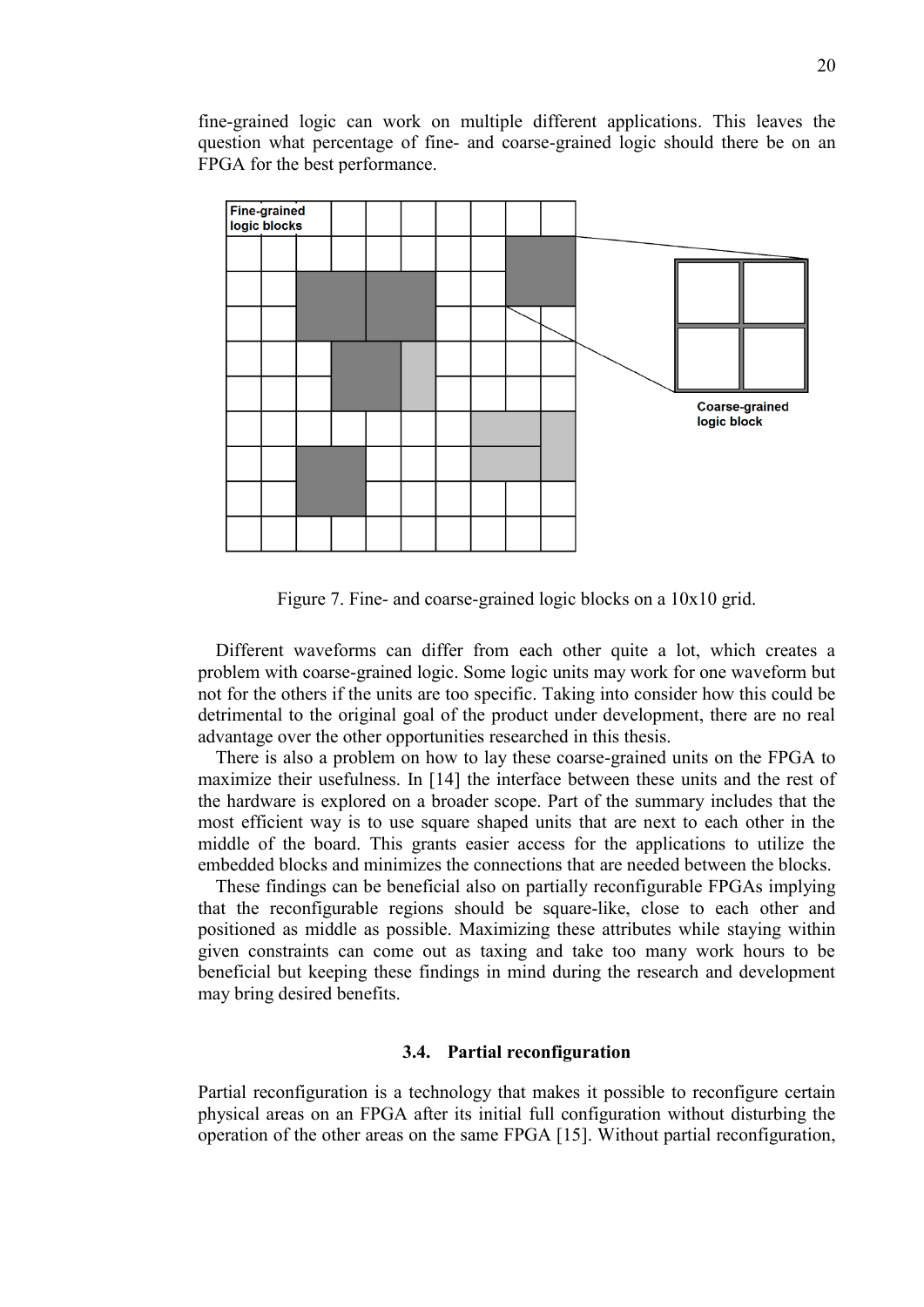fine-grained logic can work on multiple different applications. This leaves the question what percentage of fine- and coarse-grained logic should there be on an FPGA for the best performance.

Figure 7. Fine- and coarse-grained logic blocks on a 10x10 grid.

Different waveforms can differ from each other quite a lot, which creates a problem with coarse-grained logic. Some logic units may work for one waveform but not for the others if the units are too specific. Taking into consider how this could be detrimental to the original goal of the product under development, there are no real advantage over the other opportunities researched in this thesis.

There is also a problem on how to lay these coarse-grained units on the FPGA to maximize their usefulness. In [14] the interface between these units and the rest of the hardware is explored on a broader scope. Part of the summary includes that the most efficient way is to use square shaped units that are next to each other in the middle of the board. This grants easier access for the applications to utilize the embedded blocks and minimizes the connections that are needed between the blocks.

These findings can be beneficial also on partially reconfigurable FPGAs implying that the reconfigurable regions should be square-like, close to each other and positioned as middle as possible. Maximizing these attributes while staying within given constraints can come out as taxing and take too many work hours to be beneficial but keeping these findings in mind during the research and development may bring desired benefits.

### 3.4. Partial reconfiguration

Partial reconfiguration is a technology that makes it possible to reconfigure certain physical areas on an FPGA after its initial full configuration without disturbing the operation of the other areas on the same FPGA [15]. Without partial reconfiguration,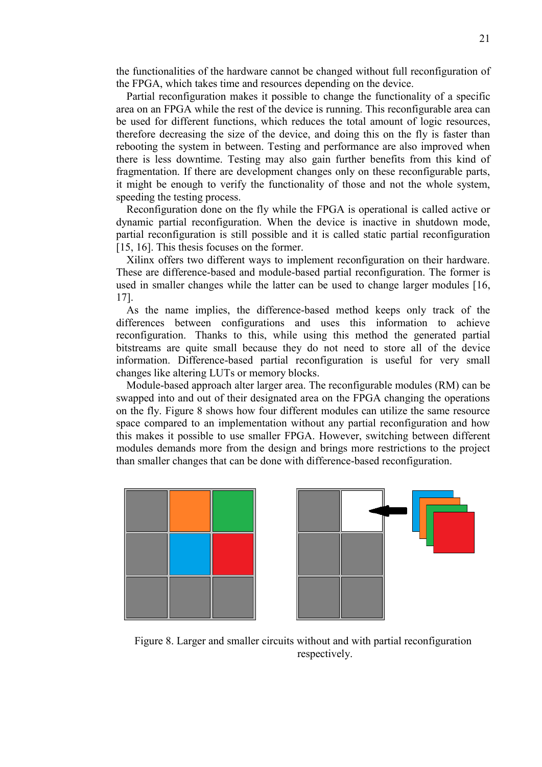the functionalities of the hardware cannot be changed without full reconfiguration of the FPGA, which takes time and resources depending on the device.

Partial reconfiguration makes it possible to change the functionality of a specific area on an FPGA while the rest of the device is running. This reconfigurable area can be used for different functions, which reduces the total amount of logic resources, therefore decreasing the size of the device, and doing this on the fly is faster than rebooting the system in between. Testing and performance are also improved when there is less downtime. Testing may also gain further benefits from this kind of fragmentation. If there are development changes only on these reconfigurable parts, it might be enough to verify the functionality of those and not the whole system, speeding the testing process.

Reconfiguration done on the fly while the FPGA is operational is called active or dynamic partial reconfiguration. When the device is inactive in shutdown mode, partial reconfiguration is still possible and it is called static partial reconfiguration [15, 16]. This thesis focuses on the former.

Xilinx offers two different ways to implement reconfiguration on their hardware. These are difference-based and module-based partial reconfiguration. The former is used in smaller changes while the latter can be used to change larger modules [16, 17].

As the name implies, the difference-based method keeps only track of the differences between configurations and uses this information to achieve reconfiguration. Thanks to this, while using this method the generated partial bitstreams are quite small because they do not need to store all of the device information. Difference-based partial reconfiguration is useful for very small changes like altering LUTs or memory blocks.

Module-based approach alter larger area. The reconfigurable modules (RM) can be swapped into and out of their designated area on the FPGA changing the operations on the fly. Figure 8 shows how four different modules can utilize the same resource space compared to an implementation without any partial reconfiguration and how this makes it possible to use smaller FPGA. However, switching between different modules demands more from the design and brings more restrictions to the project than smaller changes that can be done with difference-based reconfiguration.

Figure 8. Larger and smaller circuits without and with partial reconfiguration respectively.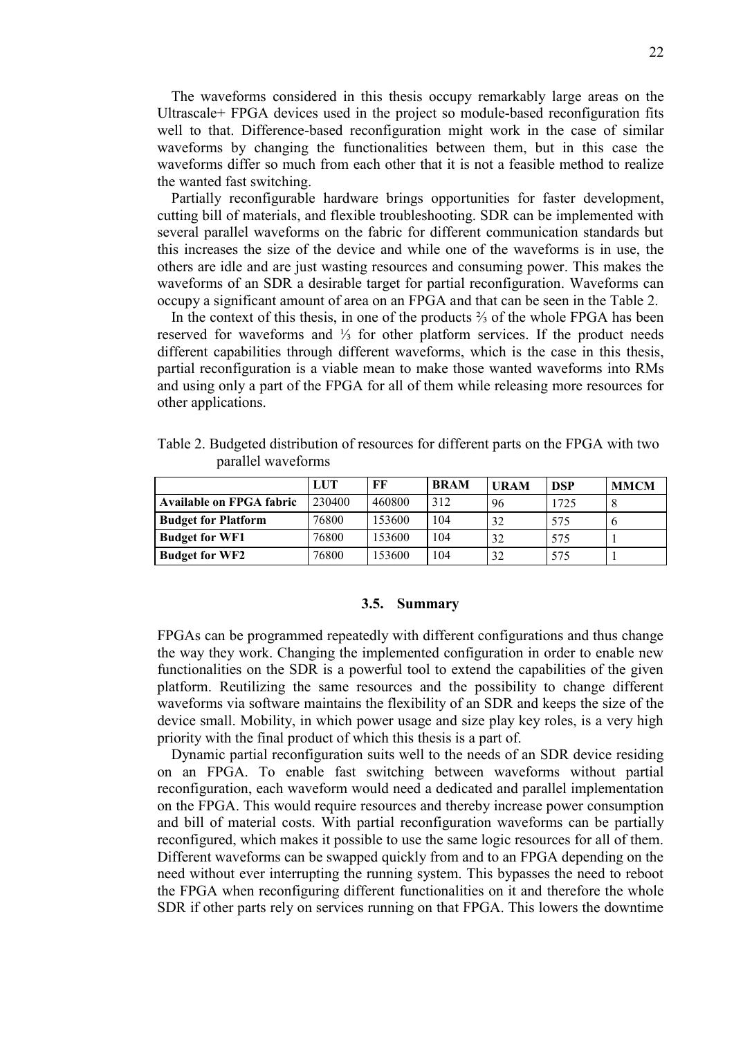The waveforms considered in this thesis occupy remarkably large areas on the Ultrascale+ FPGA devices used in the project so module-based reconfiguration fits well to that. Difference-based reconfiguration might work in the case of similar waveforms by changing the functionalities between them, but in this case the waveforms differ so much from each other that it is not a feasible method to realize the wanted fast switching.

Partially reconfigurable hardware brings opportunities for faster development, cutting bill of materials, and flexible troubleshooting. SDR can be implemented with several parallel waveforms on the fabric for different communication standards but this increases the size of the device and while one of the waveforms is in use, the others are idle and are just wasting resources and consuming power. This makes the waveforms of an SDR a desirable target for partial reconfiguration. Waveforms can occupy a significant amount of area on an FPGA and that can be seen in the Table 2.

In the context of this thesis, in one of the products ⅔ of the whole FPGA has been reserved for waveforms and ⅓ for other platform services. If the product needs different capabilities through different waveforms, which is the case in this thesis, partial reconfiguration is a viable mean to make those wanted waveforms into RMs and using only a part of the FPGA for all of them while releasing more resources for other applications.

Table 2. Budgeted distribution of resources for different parts on the FPGA with two parallel waveforms

| | LUT | FF | BRAM | URAM | DSP | MMCM |
|---|---|---|---|---|---|---|
| **Available on FPGA fabric** | 230400 | 460800 | 312 | 96 | 1725 | 8 |
| **Budget for Platform** | 76800 | 153600 | 104 | 32 | 575 | 6 |
| **Budget for WF1** | 76800 | 153600 | 104 | 32 | 575 | 1 |
| **Budget for WF2** | 76800 | 153600 | 104 | 32 | 575 | 1 |

### 3.5. Summary

FPGAs can be programmed repeatedly with different configurations and thus change the way they work. Changing the implemented configuration in order to enable new functionalities on the SDR is a powerful tool to extend the capabilities of the given platform. Reutilizing the same resources and the possibility to change different waveforms via software maintains the flexibility of an SDR and keeps the size of the device small. Mobility, in which power usage and size play key roles, is a very high priority with the final product of which this thesis is a part of.

Dynamic partial reconfiguration suits well to the needs of an SDR device residing on an FPGA. To enable fast switching between waveforms without partial reconfiguration, each waveform would need a dedicated and parallel implementation on the FPGA. This would require resources and thereby increase power consumption and bill of material costs. With partial reconfiguration waveforms can be partially reconfigured, which makes it possible to use the same logic resources for all of them. Different waveforms can be swapped quickly from and to an FPGA depending on the need without ever interrupting the running system. This bypasses the need to reboot the FPGA when reconfiguring different functionalities on it and therefore the whole SDR if other parts rely on services running on that FPGA. This lowers the downtime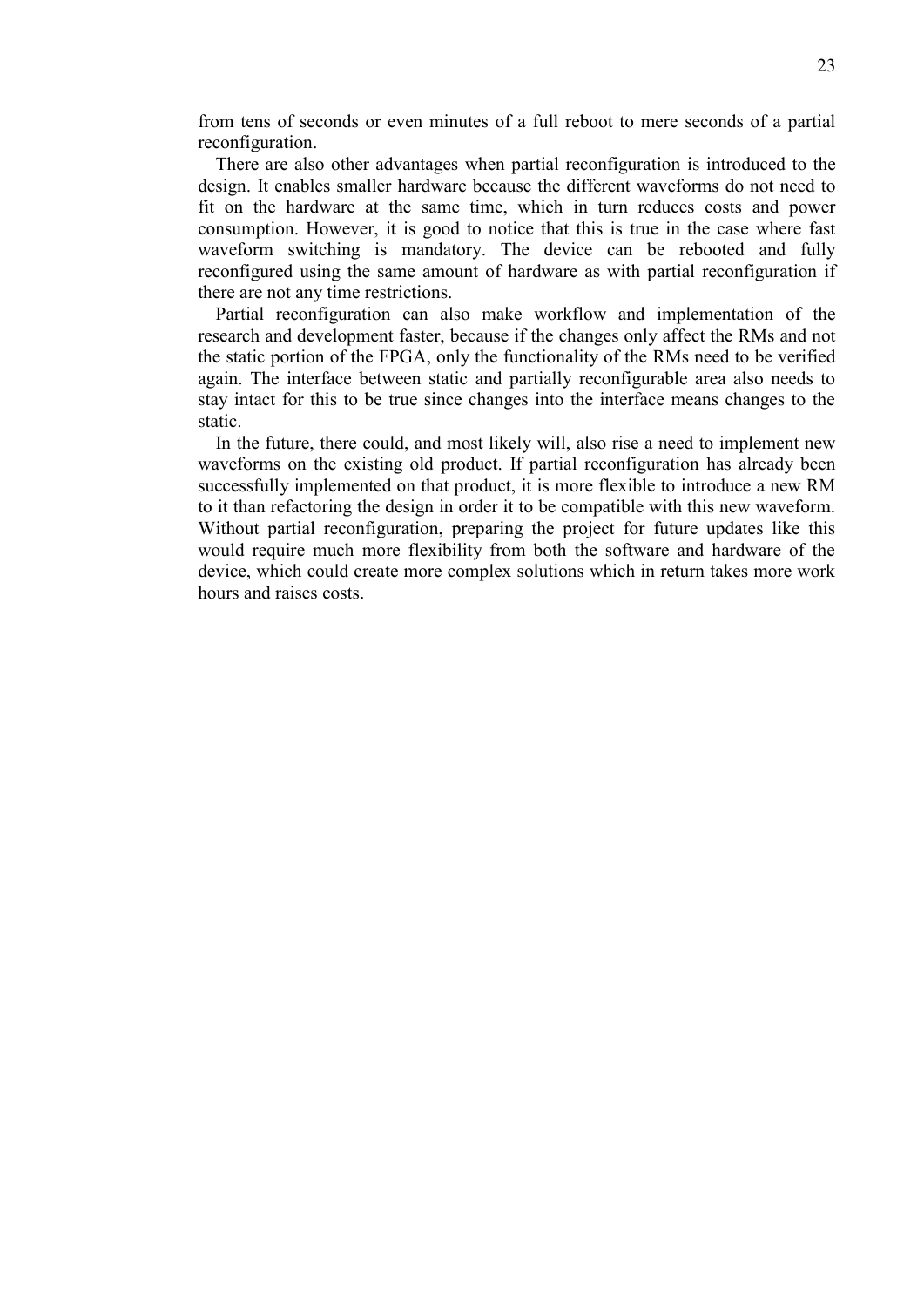from tens of seconds or even minutes of a full reboot to mere seconds of a partial reconfiguration.

There are also other advantages when partial reconfiguration is introduced to the design. It enables smaller hardware because the different waveforms do not need to fit on the hardware at the same time, which in turn reduces costs and power consumption. However, it is good to notice that this is true in the case where fast waveform switching is mandatory. The device can be rebooted and fully reconfigured using the same amount of hardware as with partial reconfiguration if there are not any time restrictions.

Partial reconfiguration can also make workflow and implementation of the research and development faster, because if the changes only affect the RMs and not the static portion of the FPGA, only the functionality of the RMs need to be verified again. The interface between static and partially reconfigurable area also needs to stay intact for this to be true since changes into the interface means changes to the static.

In the future, there could, and most likely will, also rise a need to implement new waveforms on the existing old product. If partial reconfiguration has already been successfully implemented on that product, it is more flexible to introduce a new RM to it than refactoring the design in order it to be compatible with this new waveform. Without partial reconfiguration, preparing the project for future updates like this would require much more flexibility from both the software and hardware of the device, which could create more complex solutions which in return takes more work hours and raises costs.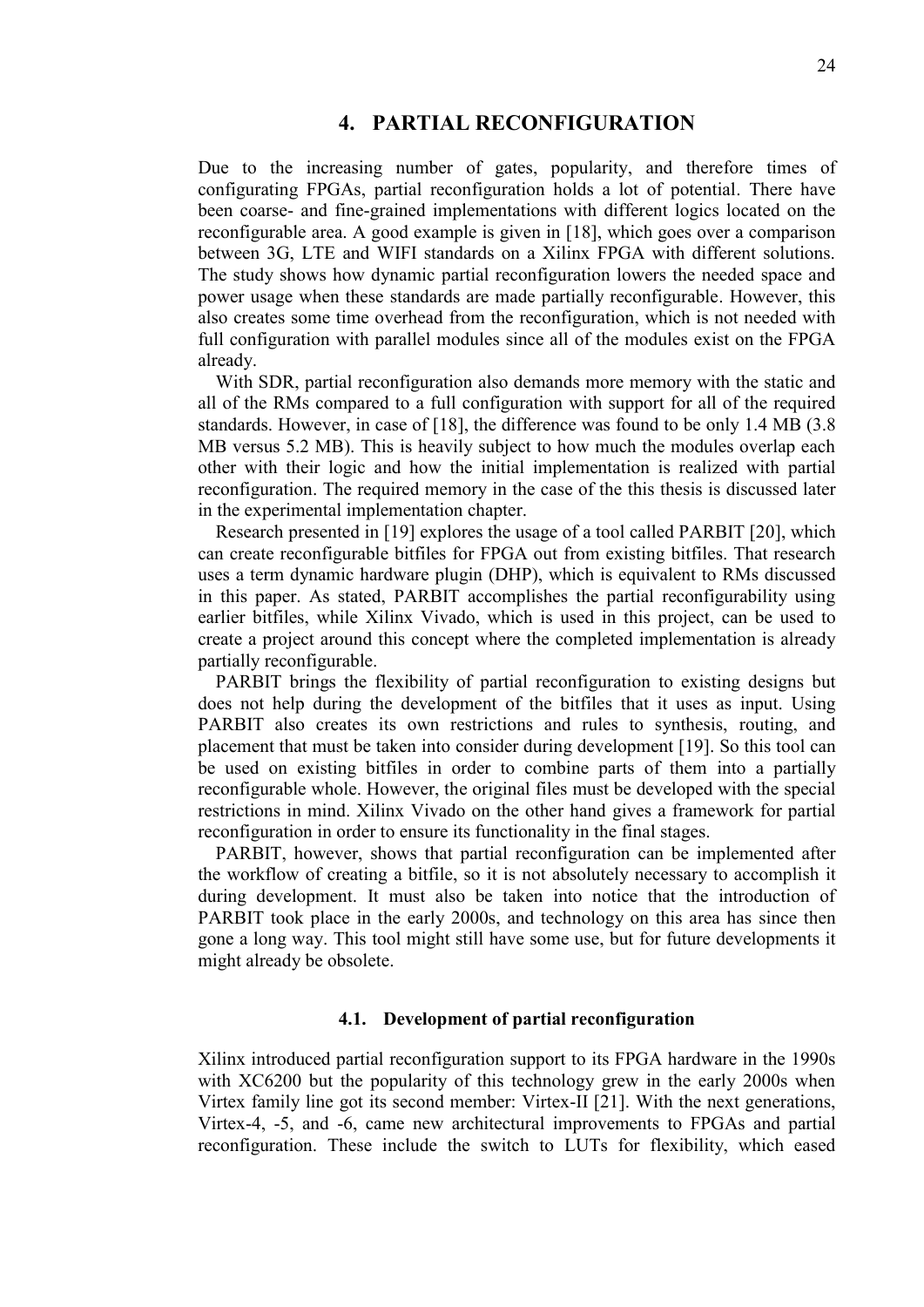# 4. PARTIAL RECONFIGURATION

Due to the increasing number of gates, popularity, and therefore times of configurating FPGAs, partial reconfiguration holds a lot of potential. There have been coarse- and fine-grained implementations with different logics located on the reconfigurable area. A good example is given in [18], which goes over a comparison between 3G, LTE and WIFI standards on a Xilinx FPGA with different solutions. The study shows how dynamic partial reconfiguration lowers the needed space and power usage when these standards are made partially reconfigurable. However, this also creates some time overhead from the reconfiguration, which is not needed with full configuration with parallel modules since all of the modules exist on the FPGA already.

With SDR, partial reconfiguration also demands more memory with the static and all of the RMs compared to a full configuration with support for all of the required standards. However, in case of [18], the difference was found to be only 1.4 MB (3.8 MB versus 5.2 MB). This is heavily subject to how much the modules overlap each other with their logic and how the initial implementation is realized with partial reconfiguration. The required memory in the case of the this thesis is discussed later in the experimental implementation chapter.

Research presented in [19] explores the usage of a tool called PARBIT [20], which can create reconfigurable bitfiles for FPGA out from existing bitfiles. That research uses a term dynamic hardware plugin (DHP), which is equivalent to RMs discussed in this paper. As stated, PARBIT accomplishes the partial reconfigurability using earlier bitfiles, while Xilinx Vivado, which is used in this project, can be used to create a project around this concept where the completed implementation is already partially reconfigurable.

PARBIT brings the flexibility of partial reconfiguration to existing designs but does not help during the development of the bitfiles that it uses as input. Using PARBIT also creates its own restrictions and rules to synthesis, routing, and placement that must be taken into consider during development [19]. So this tool can be used on existing bitfiles in order to combine parts of them into a partially reconfigurable whole. However, the original files must be developed with the special restrictions in mind. Xilinx Vivado on the other hand gives a framework for partial reconfiguration in order to ensure its functionality in the final stages.

PARBIT, however, shows that partial reconfiguration can be implemented after the workflow of creating a bitfile, so it is not absolutely necessary to accomplish it during development. It must also be taken into notice that the introduction of PARBIT took place in the early 2000s, and technology on this area has since then gone a long way. This tool might still have some use, but for future developments it might already be obsolete.

## 4.1. Development of partial reconfiguration

Xilinx introduced partial reconfiguration support to its FPGA hardware in the 1990s with XC6200 but the popularity of this technology grew in the early 2000s when Virtex family line got its second member: Virtex-II [21]. With the next generations, Virtex-4, -5, and -6, came new architectural improvements to FPGAs and partial reconfiguration. These include the switch to LUTs for flexibility, which eased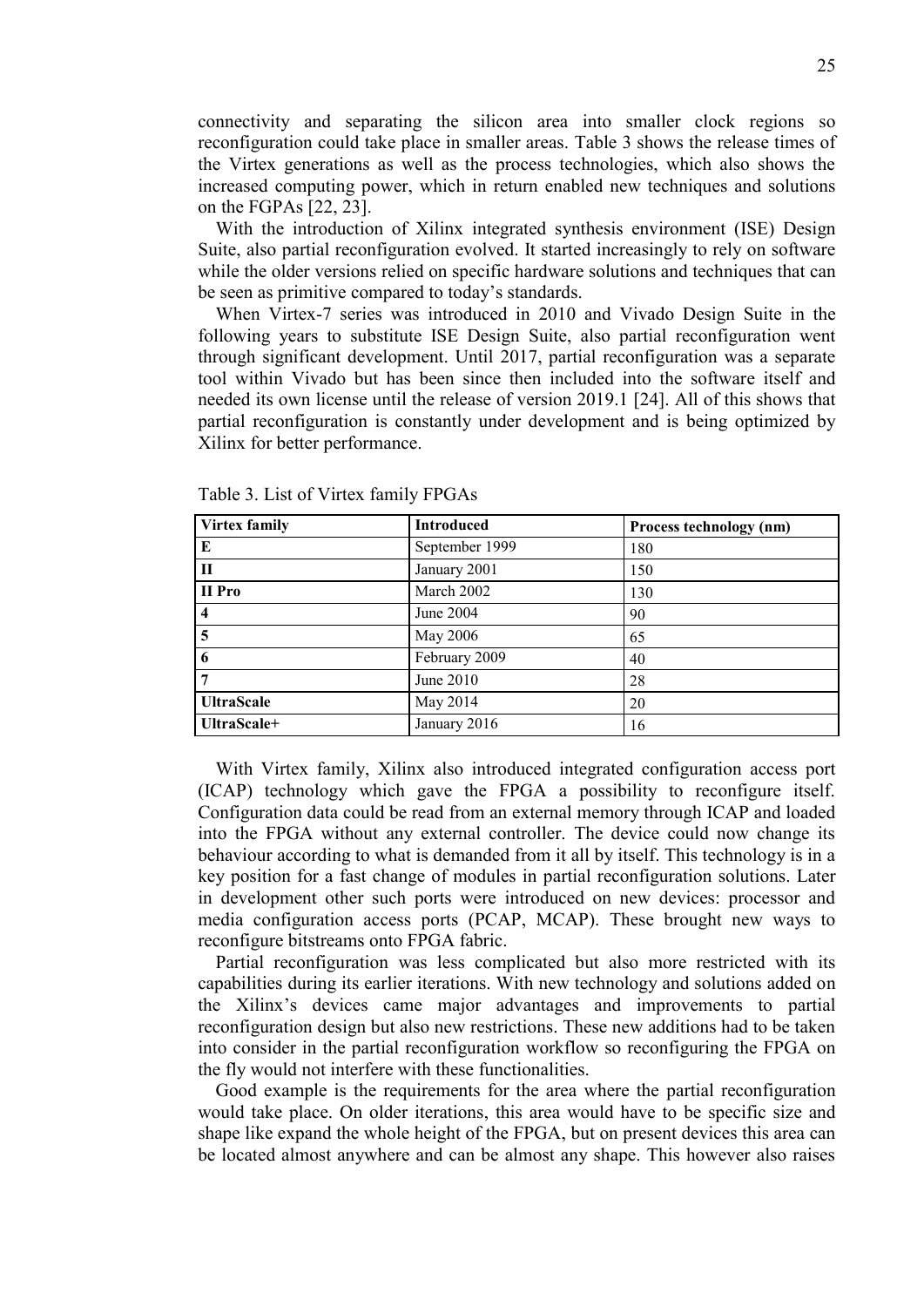connectivity and separating the silicon area into smaller clock regions so reconfiguration could take place in smaller areas. Table 3 shows the release times of the Virtex generations as well as the process technologies, which also shows the increased computing power, which in return enabled new techniques and solutions on the FGPAs [22, 23].

With the introduction of Xilinx integrated synthesis environment (ISE) Design Suite, also partial reconfiguration evolved. It started increasingly to rely on software while the older versions relied on specific hardware solutions and techniques that can be seen as primitive compared to today's standards.

When Virtex-7 series was introduced in 2010 and Vivado Design Suite in the following years to substitute ISE Design Suite, also partial reconfiguration went through significant development. Until 2017, partial reconfiguration was a separate tool within Vivado but has been since then included into the software itself and needed its own license until the release of version 2019.1 [24]. All of this shows that partial reconfiguration is constantly under development and is being optimized by Xilinx for better performance.

Table 3. List of Virtex family FPGAs

| **Virtex family** | **Introduced** | **Process technology (nm)** |
|---|---|---|
| **E** | September 1999 | 180 |
| **II** | January 2001 | 150 |
| **II Pro** | March 2002 | 130 |
| **4** | June 2004 | 90 |
| **5** | May 2006 | 65 |
| **6** | February 2009 | 40 |
| **7** | June 2010 | 28 |
| **UltraScale** | May 2014 | 20 |
| **UltraScale+** | January 2016 | 16 |

With Virtex family, Xilinx also introduced integrated configuration access port (ICAP) technology which gave the FPGA a possibility to reconfigure itself. Configuration data could be read from an external memory through ICAP and loaded into the FPGA without any external controller. The device could now change its behaviour according to what is demanded from it all by itself. This technology is in a key position for a fast change of modules in partial reconfiguration solutions. Later in development other such ports were introduced on new devices: processor and media configuration access ports (PCAP, MCAP). These brought new ways to reconfigure bitstreams onto FPGA fabric.

Partial reconfiguration was less complicated but also more restricted with its capabilities during its earlier iterations. With new technology and solutions added on the Xilinx's devices came major advantages and improvements to partial reconfiguration design but also new restrictions. These new additions had to be taken into consider in the partial reconfiguration workflow so reconfiguring the FPGA on the fly would not interfere with these functionalities.

Good example is the requirements for the area where the partial reconfiguration would take place. On older iterations, this area would have to be specific size and shape like expand the whole height of the FPGA, but on present devices this area can be located almost anywhere and can be almost any shape. This however also raises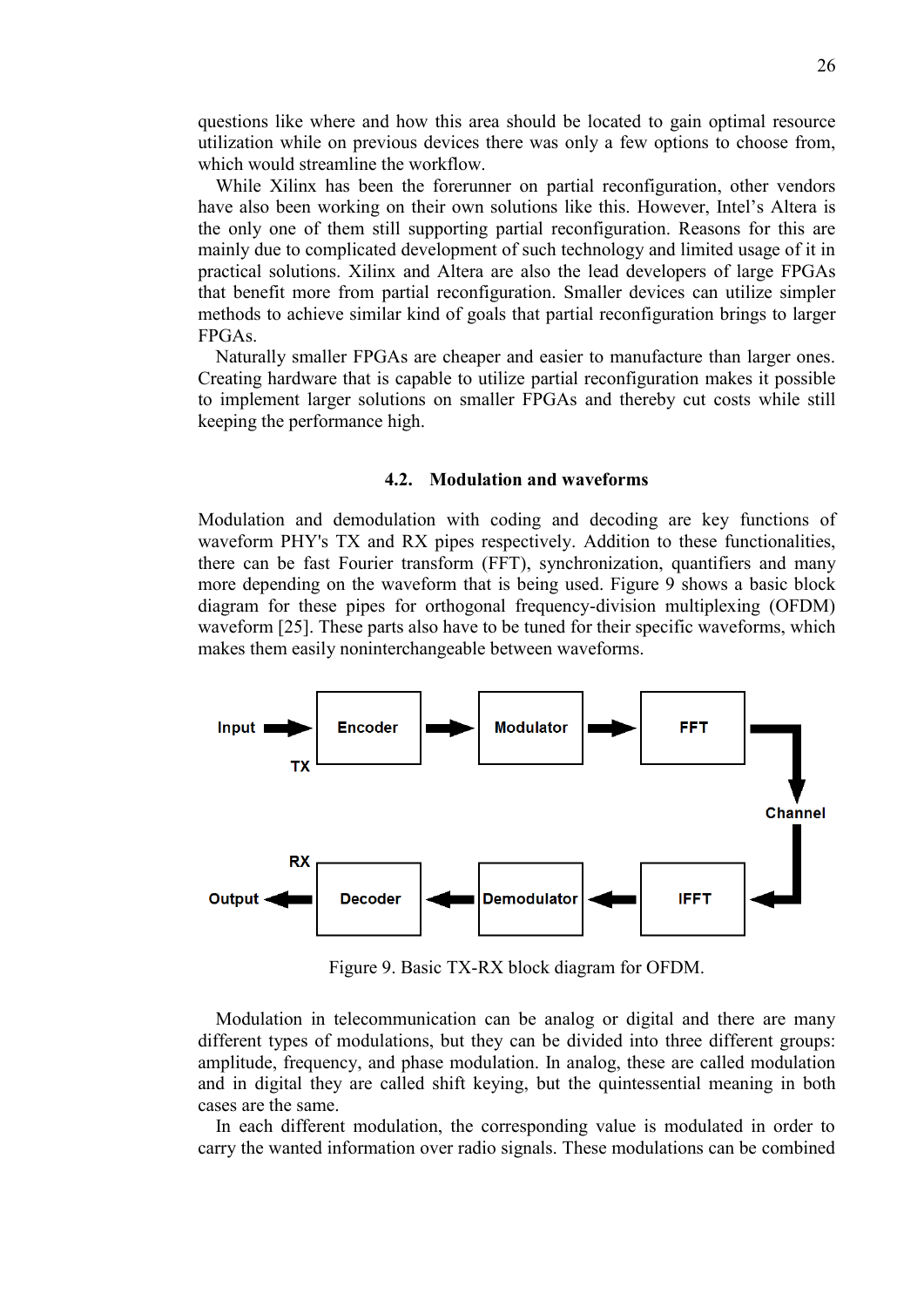questions like where and how this area should be located to gain optimal resource utilization while on previous devices there was only a few options to choose from, which would streamline the workflow.

While Xilinx has been the forerunner on partial reconfiguration, other vendors have also been working on their own solutions like this. However, Intel's Altera is the only one of them still supporting partial reconfiguration. Reasons for this are mainly due to complicated development of such technology and limited usage of it in practical solutions. Xilinx and Altera are also the lead developers of large FPGAs that benefit more from partial reconfiguration. Smaller devices can utilize simpler methods to achieve similar kind of goals that partial reconfiguration brings to larger FPGAs.

Naturally smaller FPGAs are cheaper and easier to manufacture than larger ones. Creating hardware that is capable to utilize partial reconfiguration makes it possible to implement larger solutions on smaller FPGAs and thereby cut costs while still keeping the performance high.

### 4.2. Modulation and waveforms

Modulation and demodulation with coding and decoding are key functions of waveform PHY's TX and RX pipes respectively. Addition to these functionalities, there can be fast Fourier transform (FFT), synchronization, quantifiers and many more depending on the waveform that is being used. Figure 9 shows a basic block diagram for these pipes for orthogonal frequency-division multiplexing (OFDM) waveform [25]. These parts also have to be tuned for their specific waveforms, which makes them easily noninterchangeable between waveforms.

Input → Encoder → Modulator → FFT → Channel → IFFT → Demodulator → Decoder → Output

Figure 9. Basic TX-RX block diagram for OFDM.

Modulation in telecommunication can be analog or digital and there are many different types of modulations, but they can be divided into three different groups: amplitude, frequency, and phase modulation. In analog, these are called modulation and in digital they are called shift keying, but the quintessential meaning in both cases are the same.

In each different modulation, the corresponding value is modulated in order to carry the wanted information over radio signals. These modulations can be combined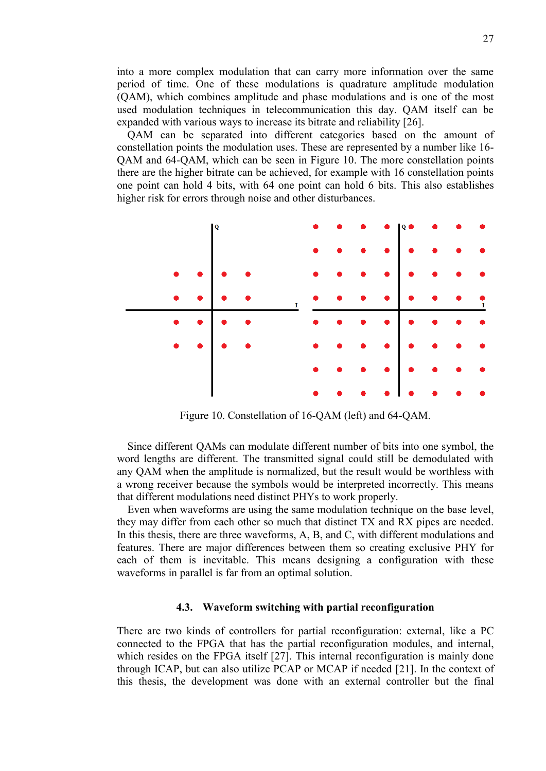into a more complex modulation that can carry more information over the same period of time. One of these modulations is quadrature amplitude modulation (QAM), which combines amplitude and phase modulations and is one of the most used modulation techniques in telecommunication this day. QAM itself can be expanded with various ways to increase its bitrate and reliability [26].

QAM can be separated into different categories based on the amount of constellation points the modulation uses. These are represented by a number like 16-QAM and 64-QAM, which can be seen in Figure 10. The more constellation points there are the higher bitrate can be achieved, for example with 16 constellation points one point can hold 4 bits, with 64 one point can hold 6 bits. This also establishes higher risk for errors through noise and other disturbances.

Figure 10. Constellation of 16-QAM (left) and 64-QAM.

Since different QAMs can modulate different number of bits into one symbol, the word lengths are different. The transmitted signal could still be demodulated with any QAM when the amplitude is normalized, but the result would be worthless with a wrong receiver because the symbols would be interpreted incorrectly. This means that different modulations need distinct PHYs to work properly.

Even when waveforms are using the same modulation technique on the base level, they may differ from each other so much that distinct TX and RX pipes are needed. In this thesis, there are three waveforms, A, B, and C, with different modulations and features. There are major differences between them so creating exclusive PHY for each of them is inevitable. This means designing a configuration with these waveforms in parallel is far from an optimal solution.

### 4.3. Waveform switching with partial reconfiguration

There are two kinds of controllers for partial reconfiguration: external, like a PC connected to the FPGA that has the partial reconfiguration modules, and internal, which resides on the FPGA itself [27]. This internal reconfiguration is mainly done through ICAP, but can also utilize PCAP or MCAP if needed [21]. In the context of this thesis, the development was done with an external controller but the final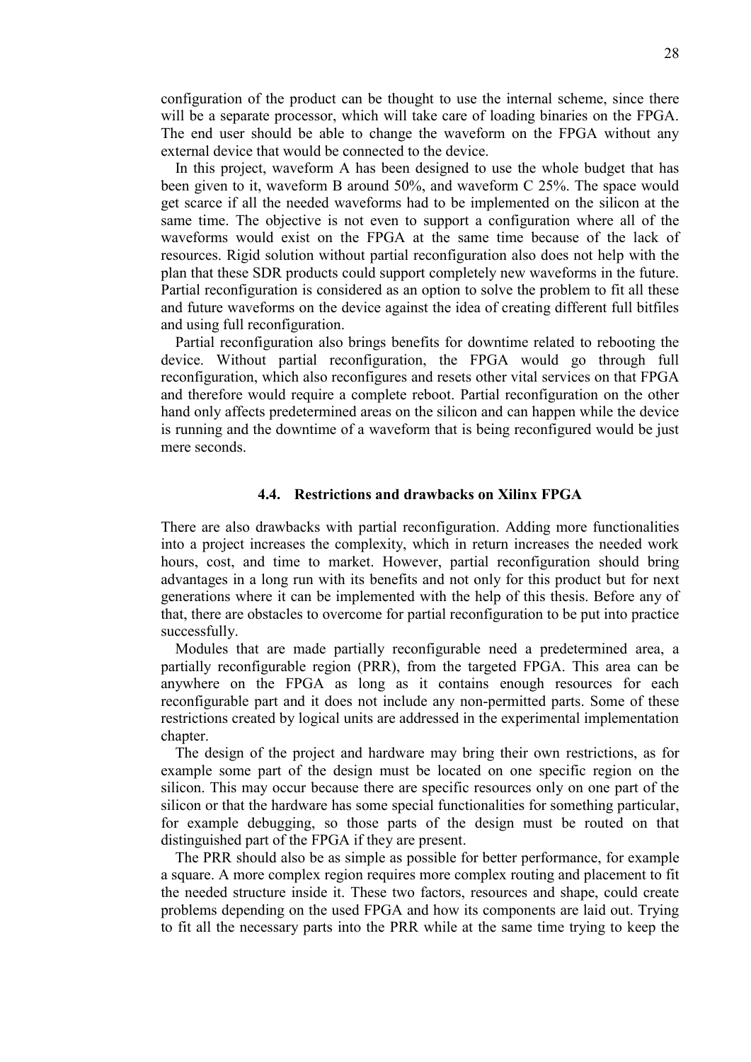configuration of the product can be thought to use the internal scheme, since there will be a separate processor, which will take care of loading binaries on the FPGA. The end user should be able to change the waveform on the FPGA without any external device that would be connected to the device.

In this project, waveform A has been designed to use the whole budget that has been given to it, waveform B around 50%, and waveform C 25%. The space would get scarce if all the needed waveforms had to be implemented on the silicon at the same time. The objective is not even to support a configuration where all of the waveforms would exist on the FPGA at the same time because of the lack of resources. Rigid solution without partial reconfiguration also does not help with the plan that these SDR products could support completely new waveforms in the future. Partial reconfiguration is considered as an option to solve the problem to fit all these and future waveforms on the device against the idea of creating different full bitfiles and using full reconfiguration.

Partial reconfiguration also brings benefits for downtime related to rebooting the device. Without partial reconfiguration, the FPGA would go through full reconfiguration, which also reconfigures and resets other vital services on that FPGA and therefore would require a complete reboot. Partial reconfiguration on the other hand only affects predetermined areas on the silicon and can happen while the device is running and the downtime of a waveform that is being reconfigured would be just mere seconds.

### 4.4. Restrictions and drawbacks on Xilinx FPGA

There are also drawbacks with partial reconfiguration. Adding more functionalities into a project increases the complexity, which in return increases the needed work hours, cost, and time to market. However, partial reconfiguration should bring advantages in a long run with its benefits and not only for this product but for next generations where it can be implemented with the help of this thesis. Before any of that, there are obstacles to overcome for partial reconfiguration to be put into practice successfully.

Modules that are made partially reconfigurable need a predetermined area, a partially reconfigurable region (PRR), from the targeted FPGA. This area can be anywhere on the FPGA as long as it contains enough resources for each reconfigurable part and it does not include any non-permitted parts. Some of these restrictions created by logical units are addressed in the experimental implementation chapter.

The design of the project and hardware may bring their own restrictions, as for example some part of the design must be located on one specific region on the silicon. This may occur because there are specific resources only on one part of the silicon or that the hardware has some special functionalities for something particular, for example debugging, so those parts of the design must be routed on that distinguished part of the FPGA if they are present.

The PRR should also be as simple as possible for better performance, for example a square. A more complex region requires more complex routing and placement to fit the needed structure inside it. These two factors, resources and shape, could create problems depending on the used FPGA and how its components are laid out. Trying to fit all the necessary parts into the PRR while at the same time trying to keep the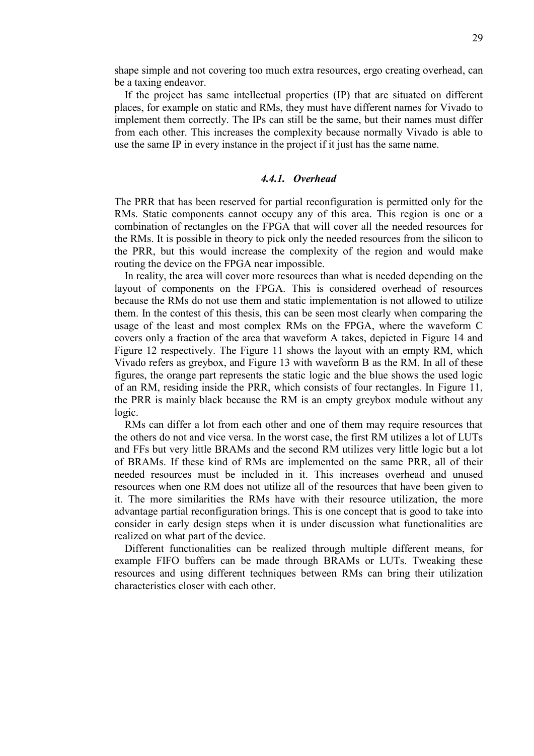shape simple and not covering too much extra resources, ergo creating overhead, can be a taxing endeavor.

If the project has same intellectual properties (IP) that are situated on different places, for example on static and RMs, they must have different names for Vivado to implement them correctly. The IPs can still be the same, but their names must differ from each other. This increases the complexity because normally Vivado is able to use the same IP in every instance in the project if it just has the same name.

### *4.4.1. Overhead*

The PRR that has been reserved for partial reconfiguration is permitted only for the RMs. Static components cannot occupy any of this area. This region is one or a combination of rectangles on the FPGA that will cover all the needed resources for the RMs. It is possible in theory to pick only the needed resources from the silicon to the PRR, but this would increase the complexity of the region and would make routing the device on the FPGA near impossible.

In reality, the area will cover more resources than what is needed depending on the layout of components on the FPGA. This is considered overhead of resources because the RMs do not use them and static implementation is not allowed to utilize them. In the contest of this thesis, this can be seen most clearly when comparing the usage of the least and most complex RMs on the FPGA, where the waveform C covers only a fraction of the area that waveform A takes, depicted in Figure 14 and Figure 12 respectively. The Figure 11 shows the layout with an empty RM, which Vivado refers as greybox, and Figure 13 with waveform B as the RM. In all of these figures, the orange part represents the static logic and the blue shows the used logic of an RM, residing inside the PRR, which consists of four rectangles. In Figure 11, the PRR is mainly black because the RM is an empty greybox module without any logic.

RMs can differ a lot from each other and one of them may require resources that the others do not and vice versa. In the worst case, the first RM utilizes a lot of LUTs and FFs but very little BRAMs and the second RM utilizes very little logic but a lot of BRAMs. If these kind of RMs are implemented on the same PRR, all of their needed resources must be included in it. This increases overhead and unused resources when one RM does not utilize all of the resources that have been given to it. The more similarities the RMs have with their resource utilization, the more advantage partial reconfiguration brings. This is one concept that is good to take into consider in early design steps when it is under discussion what functionalities are realized on what part of the device.

Different functionalities can be realized through multiple different means, for example FIFO buffers can be made through BRAMs or LUTs. Tweaking these resources and using different techniques between RMs can bring their utilization characteristics closer with each other.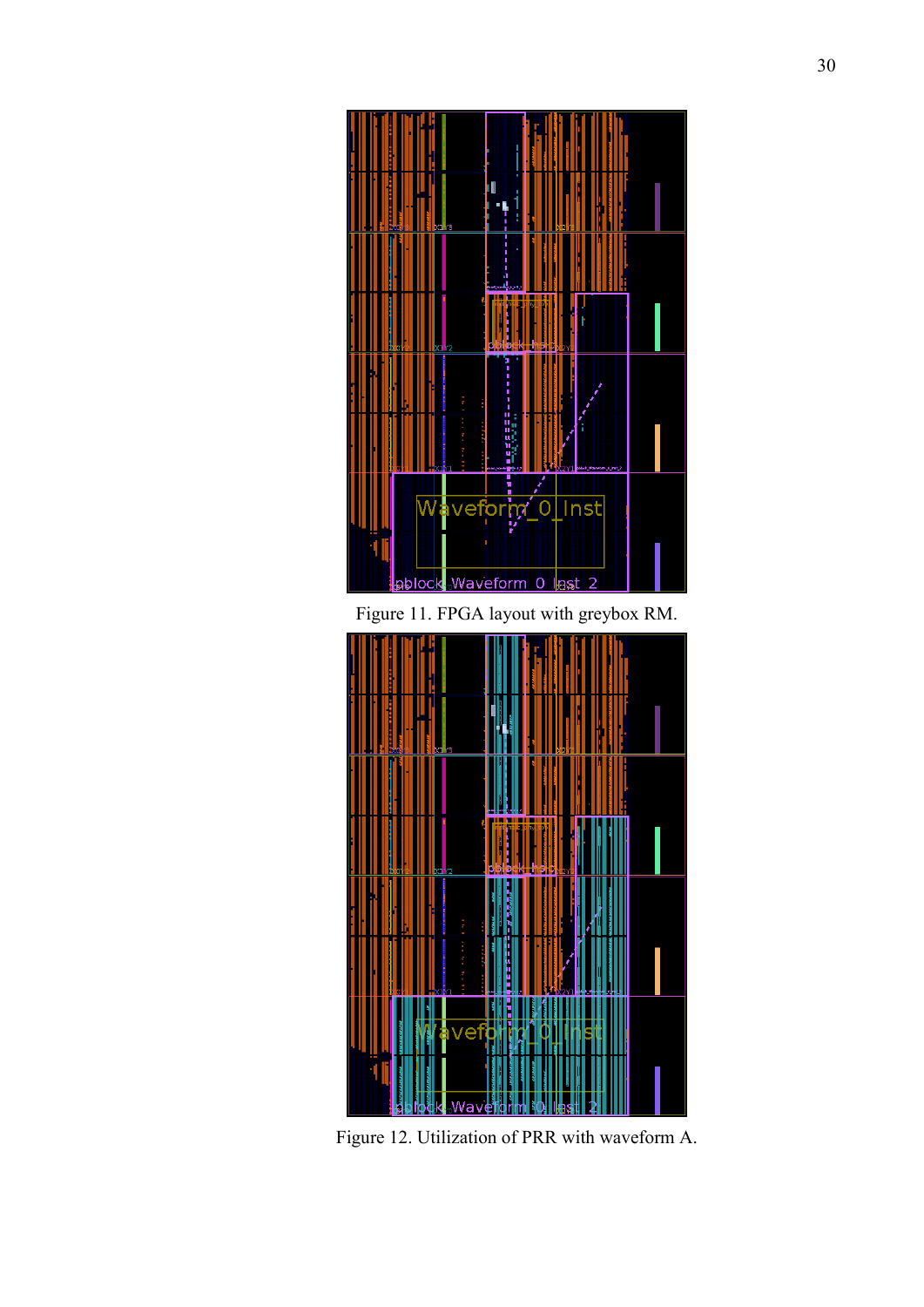Figure 11. FPGA layout with greybox RM.

Figure 12. Utilization of PRR with waveform A.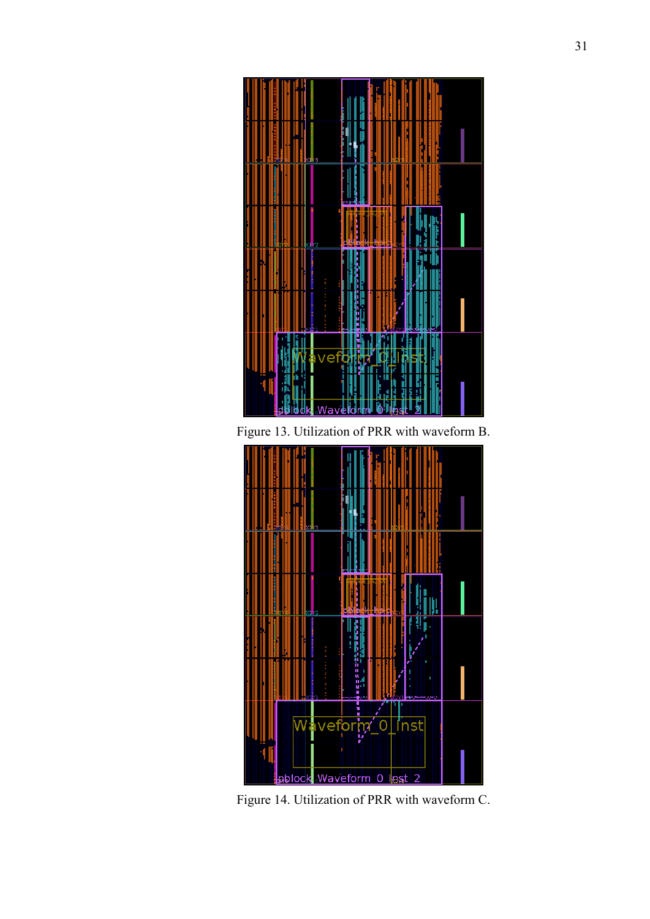Figure 13. Utilization of PRR with waveform B.

Figure 14. Utilization of PRR with waveform C.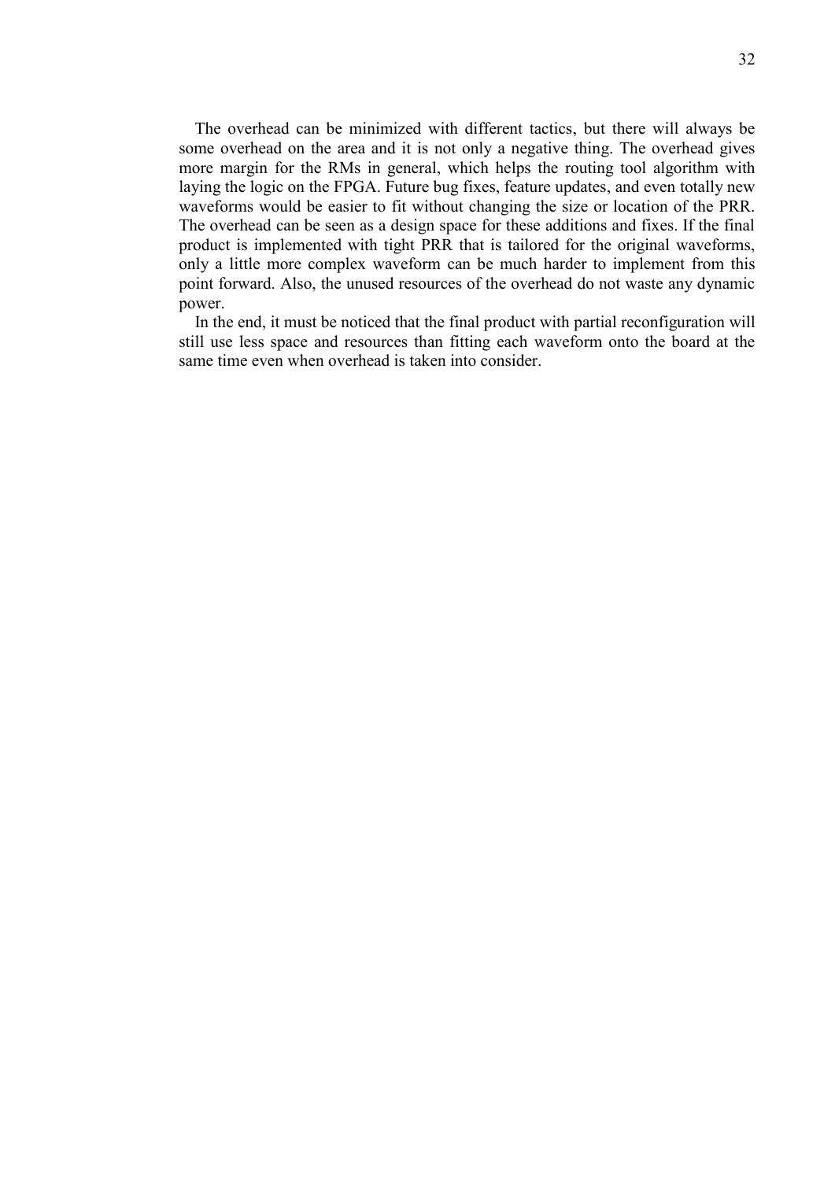The overhead can be minimized with different tactics, but there will always be some overhead on the area and it is not only a negative thing. The overhead gives more margin for the RMs in general, which helps the routing tool algorithm with laying the logic on the FPGA. Future bug fixes, feature updates, and even totally new waveforms would be easier to fit without changing the size or location of the PRR. The overhead can be seen as a design space for these additions and fixes. If the final product is implemented with tight PRR that is tailored for the original waveforms, only a little more complex waveform can be much harder to implement from this point forward. Also, the unused resources of the overhead do not waste any dynamic power.

In the end, it must be noticed that the final product with partial reconfiguration will still use less space and resources than fitting each waveform onto the board at the same time even when overhead is taken into consider.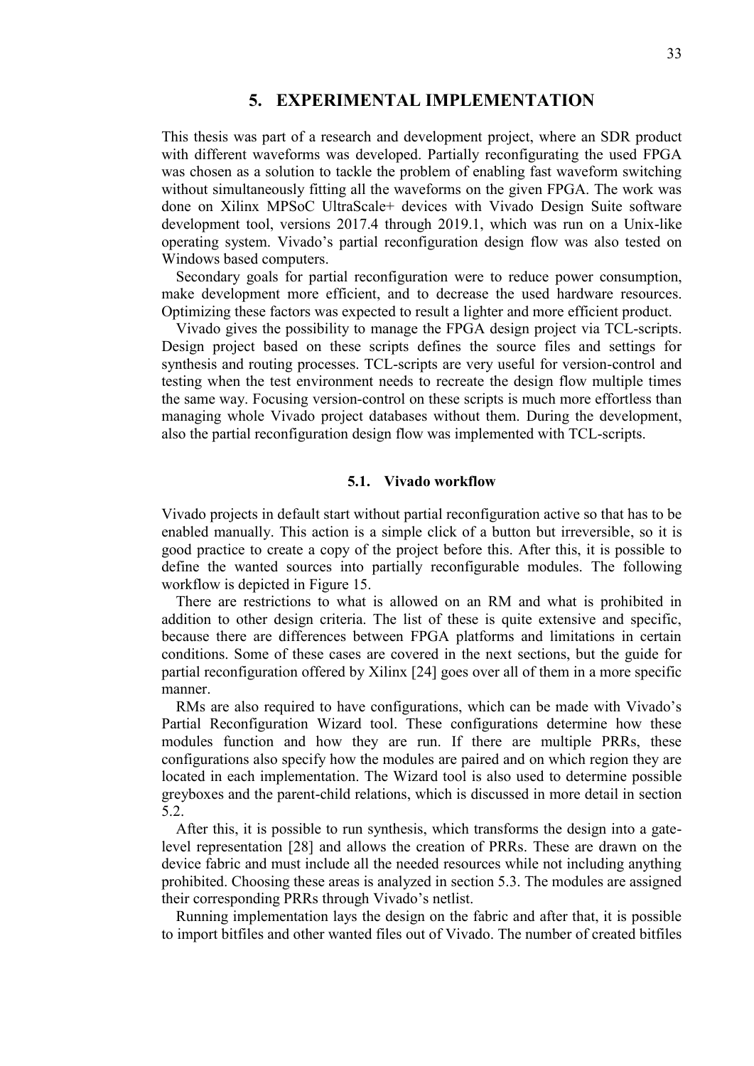# 5. EXPERIMENTAL IMPLEMENTATION

This thesis was part of a research and development project, where an SDR product with different waveforms was developed. Partially reconfigurating the used FPGA was chosen as a solution to tackle the problem of enabling fast waveform switching without simultaneously fitting all the waveforms on the given FPGA. The work was done on Xilinx MPSoC UltraScale+ devices with Vivado Design Suite software development tool, versions 2017.4 through 2019.1, which was run on a Unix-like operating system. Vivado's partial reconfiguration design flow was also tested on Windows based computers.

Secondary goals for partial reconfiguration were to reduce power consumption, make development more efficient, and to decrease the used hardware resources. Optimizing these factors was expected to result a lighter and more efficient product.

Vivado gives the possibility to manage the FPGA design project via TCL-scripts. Design project based on these scripts defines the source files and settings for synthesis and routing processes. TCL-scripts are very useful for version-control and testing when the test environment needs to recreate the design flow multiple times the same way. Focusing version-control on these scripts is much more effortless than managing whole Vivado project databases without them. During the development, also the partial reconfiguration design flow was implemented with TCL-scripts.

## 5.1. Vivado workflow

Vivado projects in default start without partial reconfiguration active so that has to be enabled manually. This action is a simple click of a button but irreversible, so it is good practice to create a copy of the project before this. After this, it is possible to define the wanted sources into partially reconfigurable modules. The following workflow is depicted in Figure 15.

There are restrictions to what is allowed on an RM and what is prohibited in addition to other design criteria. The list of these is quite extensive and specific, because there are differences between FPGA platforms and limitations in certain conditions. Some of these cases are covered in the next sections, but the guide for partial reconfiguration offered by Xilinx [24] goes over all of them in a more specific manner.

RMs are also required to have configurations, which can be made with Vivado's Partial Reconfiguration Wizard tool. These configurations determine how these modules function and how they are run. If there are multiple PRRs, these configurations also specify how the modules are paired and on which region they are located in each implementation. The Wizard tool is also used to determine possible greyboxes and the parent-child relations, which is discussed in more detail in section 5.2.

After this, it is possible to run synthesis, which transforms the design into a gate-level representation [28] and allows the creation of PRRs. These are drawn on the device fabric and must include all the needed resources while not including anything prohibited. Choosing these areas is analyzed in section 5.3. The modules are assigned their corresponding PRRs through Vivado's netlist.

Running implementation lays the design on the fabric and after that, it is possible to import bitfiles and other wanted files out of Vivado. The number of created bitfiles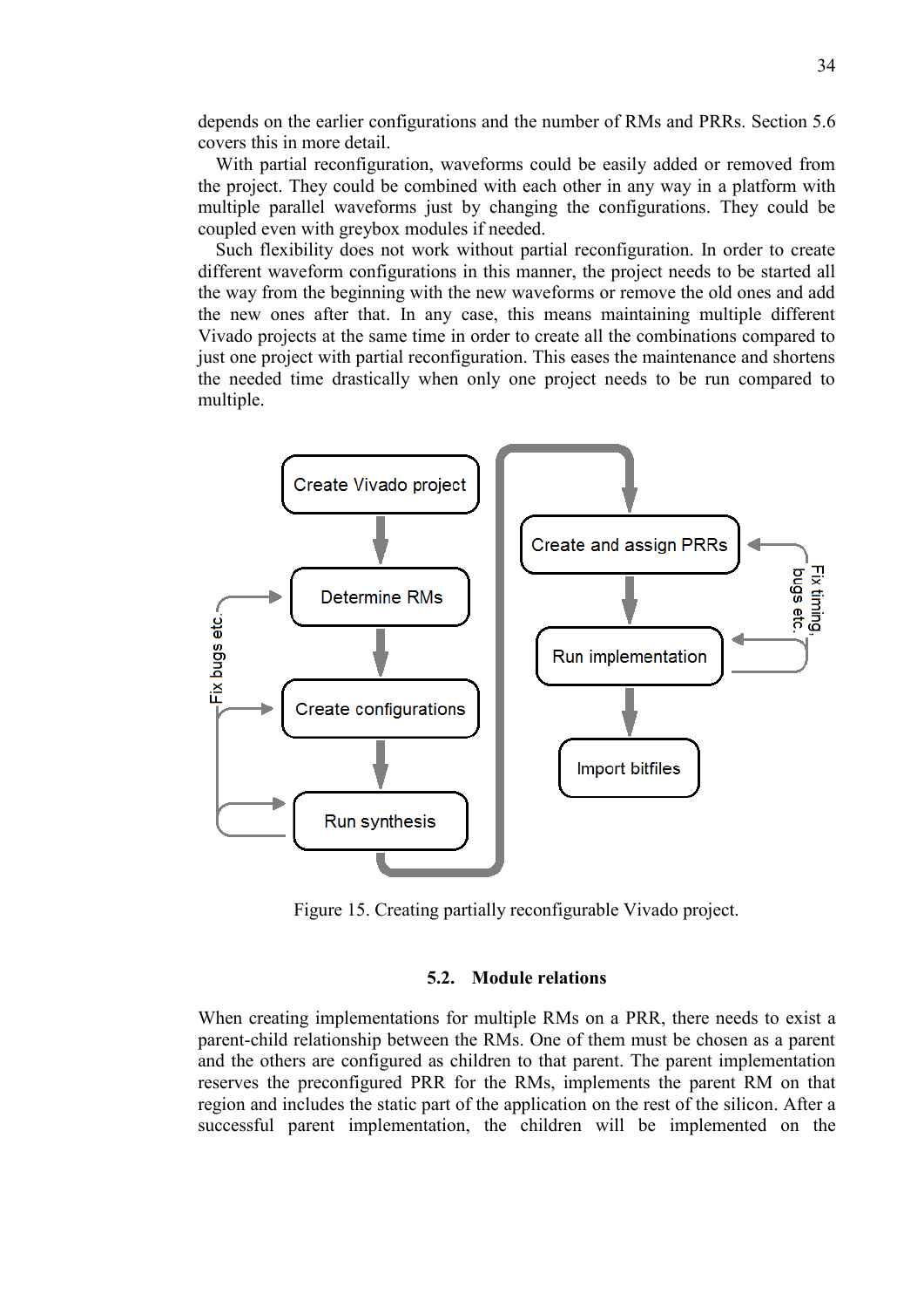depends on the earlier configurations and the number of RMs and PRRs. Section 5.6 covers this in more detail.

With partial reconfiguration, waveforms could be easily added or removed from the project. They could be combined with each other in any way in a platform with multiple parallel waveforms just by changing the configurations. They could be coupled even with greybox modules if needed.

Such flexibility does not work without partial reconfiguration. In order to create different waveform configurations in this manner, the project needs to be started all the way from the beginning with the new waveforms or remove the old ones and add the new ones after that. In any case, this means maintaining multiple different Vivado projects at the same time in order to create all the combinations compared to just one project with partial reconfiguration. This eases the maintenance and shortens the needed time drastically when only one project needs to be run compared to multiple.

Create Vivado project

Determine RMs

Create configurations

Run synthesis

Fix bugs etc.

Create and assign PRRs

Run implementation

Import bitfiles

Fix timing, bugs etc.

Figure 15. Creating partially reconfigurable Vivado project.

### 5.2. Module relations

When creating implementations for multiple RMs on a PRR, there needs to exist a parent-child relationship between the RMs. One of them must be chosen as a parent and the others are configured as children to that parent. The parent implementation reserves the preconfigured PRR for the RMs, implements the parent RM on that region and includes the static part of the application on the rest of the silicon. After a successful parent implementation, the children will be implemented on the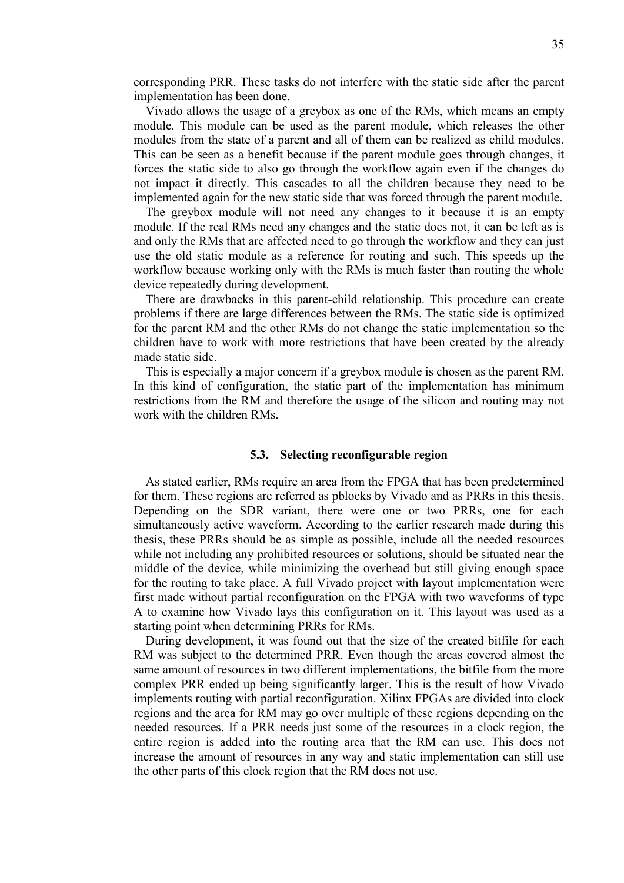corresponding PRR. These tasks do not interfere with the static side after the parent implementation has been done.

Vivado allows the usage of a greybox as one of the RMs, which means an empty module. This module can be used as the parent module, which releases the other modules from the state of a parent and all of them can be realized as child modules. This can be seen as a benefit because if the parent module goes through changes, it forces the static side to also go through the workflow again even if the changes do not impact it directly. This cascades to all the children because they need to be implemented again for the new static side that was forced through the parent module.

The greybox module will not need any changes to it because it is an empty module. If the real RMs need any changes and the static does not, it can be left as is and only the RMs that are affected need to go through the workflow and they can just use the old static module as a reference for routing and such. This speeds up the workflow because working only with the RMs is much faster than routing the whole device repeatedly during development.

There are drawbacks in this parent-child relationship. This procedure can create problems if there are large differences between the RMs. The static side is optimized for the parent RM and the other RMs do not change the static implementation so the children have to work with more restrictions that have been created by the already made static side.

This is especially a major concern if a greybox module is chosen as the parent RM. In this kind of configuration, the static part of the implementation has minimum restrictions from the RM and therefore the usage of the silicon and routing may not work with the children RMs.

### 5.3. Selecting reconfigurable region

As stated earlier, RMs require an area from the FPGA that has been predetermined for them. These regions are referred as pblocks by Vivado and as PRRs in this thesis. Depending on the SDR variant, there were one or two PRRs, one for each simultaneously active waveform. According to the earlier research made during this thesis, these PRRs should be as simple as possible, include all the needed resources while not including any prohibited resources or solutions, should be situated near the middle of the device, while minimizing the overhead but still giving enough space for the routing to take place. A full Vivado project with layout implementation were first made without partial reconfiguration on the FPGA with two waveforms of type A to examine how Vivado lays this configuration on it. This layout was used as a starting point when determining PRRs for RMs.

During development, it was found out that the size of the created bitfile for each RM was subject to the determined PRR. Even though the areas covered almost the same amount of resources in two different implementations, the bitfile from the more complex PRR ended up being significantly larger. This is the result of how Vivado implements routing with partial reconfiguration. Xilinx FPGAs are divided into clock regions and the area for RM may go over multiple of these regions depending on the needed resources. If a PRR needs just some of the resources in a clock region, the entire region is added into the routing area that the RM can use. This does not increase the amount of resources in any way and static implementation can still use the other parts of this clock region that the RM does not use.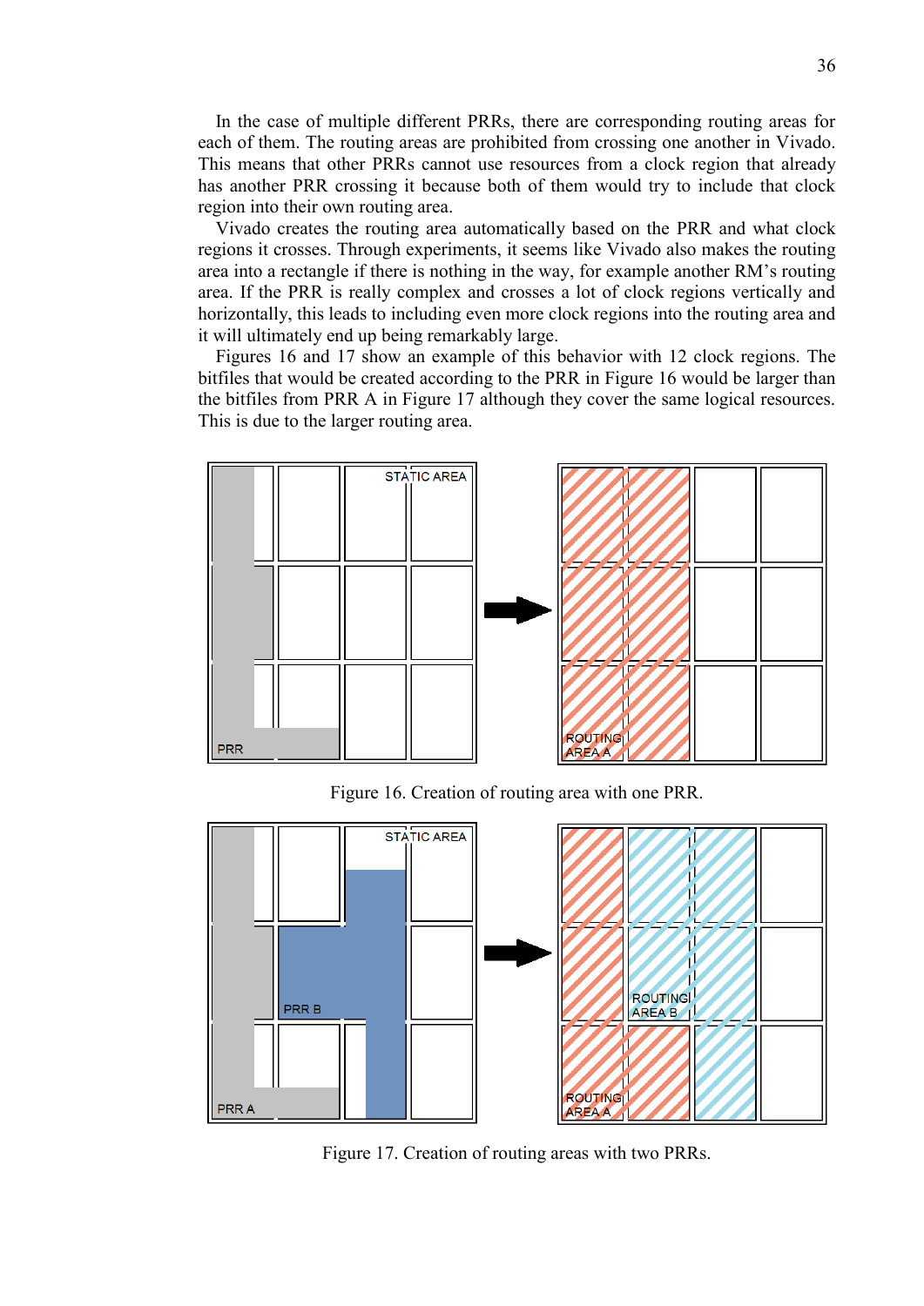In the case of multiple different PRRs, there are corresponding routing areas for each of them. The routing areas are prohibited from crossing one another in Vivado. This means that other PRRs cannot use resources from a clock region that already has another PRR crossing it because both of them would try to include that clock region into their own routing area.

Vivado creates the routing area automatically based on the PRR and what clock regions it crosses. Through experiments, it seems like Vivado also makes the routing area into a rectangle if there is nothing in the way, for example another RM's routing area. If the PRR is really complex and crosses a lot of clock regions vertically and horizontally, this leads to including even more clock regions into the routing area and it will ultimately end up being remarkably large.

Figures 16 and 17 show an example of this behavior with 12 clock regions. The bitfiles that would be created according to the PRR in Figure 16 would be larger than the bitfiles from PRR A in Figure 17 although they cover the same logical resources. This is due to the larger routing area.

Figure 16. Creation of routing area with one PRR.

Figure 17. Creation of routing areas with two PRRs.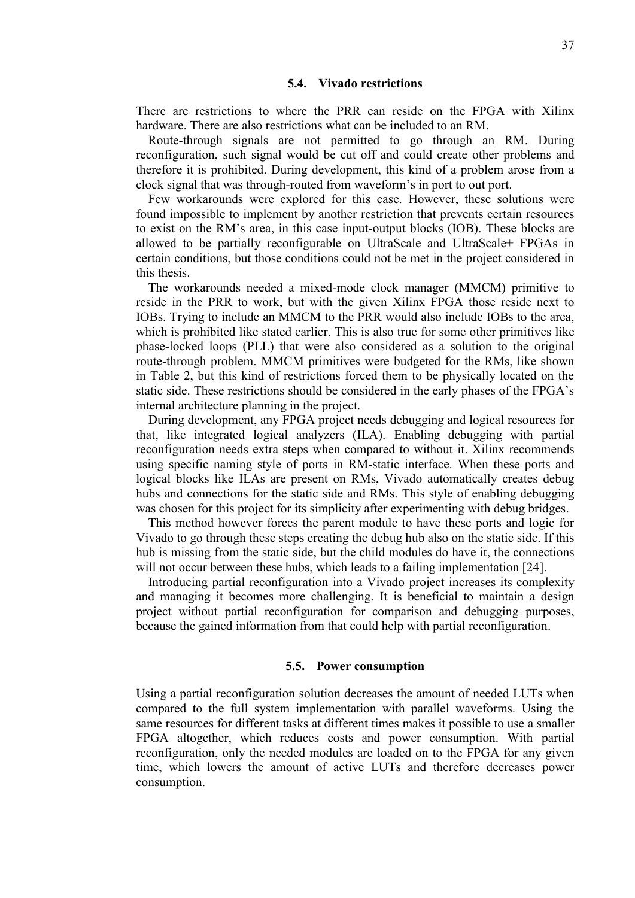### 5.4. Vivado restrictions

There are restrictions to where the PRR can reside on the FPGA with Xilinx hardware. There are also restrictions what can be included to an RM.

Route-through signals are not permitted to go through an RM. During reconfiguration, such signal would be cut off and could create other problems and therefore it is prohibited. During development, this kind of a problem arose from a clock signal that was through-routed from waveform's in port to out port.

Few workarounds were explored for this case. However, these solutions were found impossible to implement by another restriction that prevents certain resources to exist on the RM's area, in this case input-output blocks (IOB). These blocks are allowed to be partially reconfigurable on UltraScale and UltraScale+ FPGAs in certain conditions, but those conditions could not be met in the project considered in this thesis.

The workarounds needed a mixed-mode clock manager (MMCM) primitive to reside in the PRR to work, but with the given Xilinx FPGA those reside next to IOBs. Trying to include an MMCM to the PRR would also include IOBs to the area, which is prohibited like stated earlier. This is also true for some other primitives like phase-locked loops (PLL) that were also considered as a solution to the original route-through problem. MMCM primitives were budgeted for the RMs, like shown in Table 2, but this kind of restrictions forced them to be physically located on the static side. These restrictions should be considered in the early phases of the FPGA's internal architecture planning in the project.

During development, any FPGA project needs debugging and logical resources for that, like integrated logical analyzers (ILA). Enabling debugging with partial reconfiguration needs extra steps when compared to without it. Xilinx recommends using specific naming style of ports in RM-static interface. When these ports and logical blocks like ILAs are present on RMs, Vivado automatically creates debug hubs and connections for the static side and RMs. This style of enabling debugging was chosen for this project for its simplicity after experimenting with debug bridges.

This method however forces the parent module to have these ports and logic for Vivado to go through these steps creating the debug hub also on the static side. If this hub is missing from the static side, but the child modules do have it, the connections will not occur between these hubs, which leads to a failing implementation [24].

Introducing partial reconfiguration into a Vivado project increases its complexity and managing it becomes more challenging. It is beneficial to maintain a design project without partial reconfiguration for comparison and debugging purposes, because the gained information from that could help with partial reconfiguration.

### 5.5. Power consumption

Using a partial reconfiguration solution decreases the amount of needed LUTs when compared to the full system implementation with parallel waveforms. Using the same resources for different tasks at different times makes it possible to use a smaller FPGA altogether, which reduces costs and power consumption. With partial reconfiguration, only the needed modules are loaded on to the FPGA for any given time, which lowers the amount of active LUTs and therefore decreases power consumption.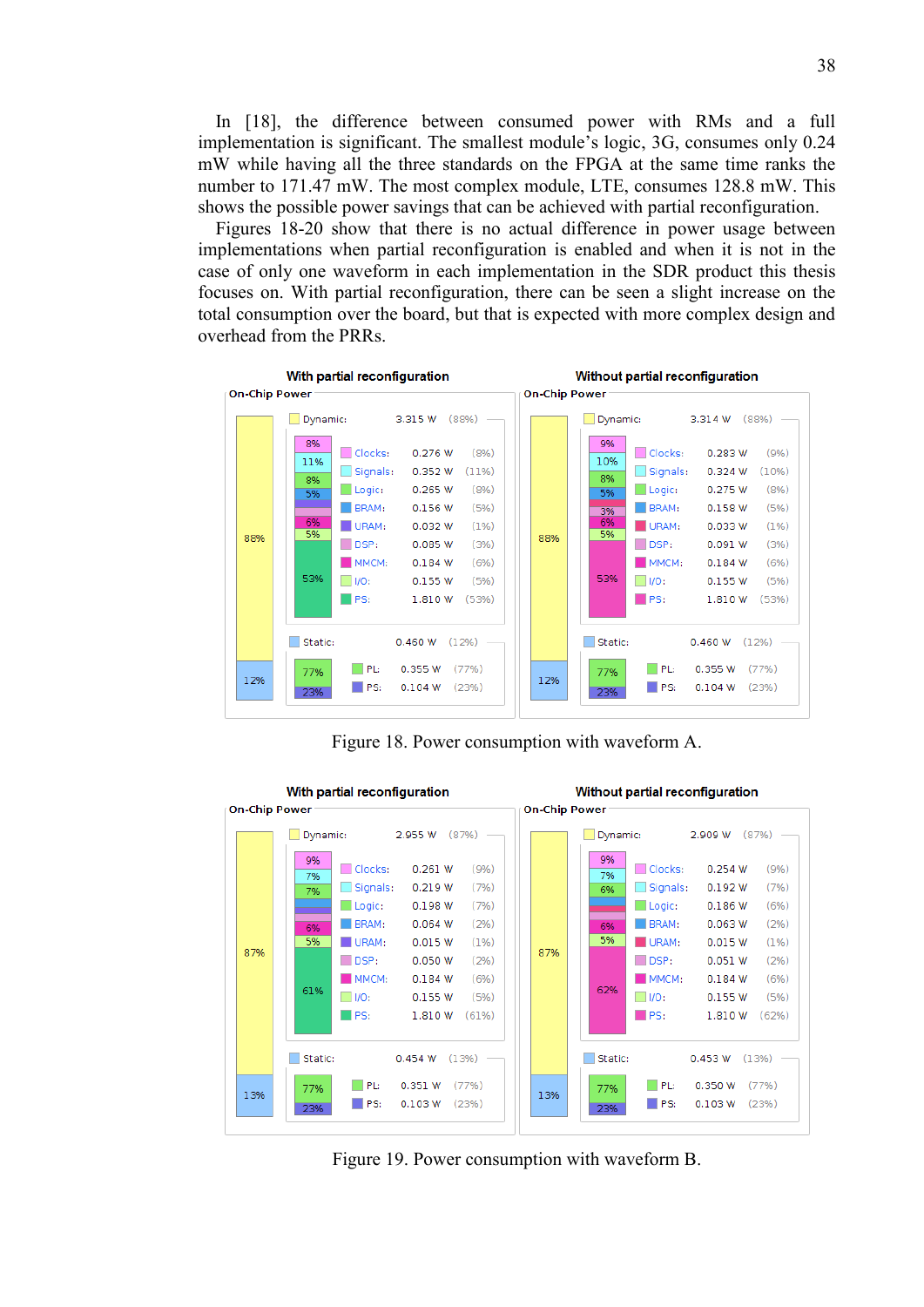In [18], the difference between consumed power with RMs and a full implementation is significant. The smallest module's logic, 3G, consumes only 0.24 mW while having all the three standards on the FPGA at the same time ranks the number to 171.47 mW. The most complex module, LTE, consumes 128.8 mW. This shows the possible power savings that can be achieved with partial reconfiguration.

Figures 18-20 show that there is no actual difference in power usage between implementations when partial reconfiguration is enabled and when it is not in the case of only one waveform in each implementation in the SDR product this thesis focuses on. With partial reconfiguration, there can be seen a slight increase on the total consumption over the board, but that is expected with more complex design and overhead from the PRRs.

**With partial reconfiguration** — On-Chip Power

| | Power | % |
|---|---|---|
| Dynamic: | 3.315 W | (88%) |
| Clocks: | 0.276 W | (8%) |
| Signals: | 0.352 W | (11%) |
| Logic: | 0.265 W | (8%) |
| BRAM: | 0.156 W | (5%) |
| URAM: | 0.032 W | (1%) |
| DSP: | 0.085 W | (3%) |
| MMCM: | 0.184 W | (6%) |
| I/O: | 0.155 W | (5%) |
| PS: | 1.810 W | (53%) |
| Static: | 0.460 W | (12%) |
| PL: | 0.355 W | (77%) |
| PS: | 0.104 W | (23%) |

**Without partial reconfiguration** — On-Chip Power

| | Power | % |
|---|---|---|
| Dynamic: | 3.314 W | (88%) |
| Clocks: | 0.283 W | (9%) |
| Signals: | 0.324 W | (10%) |
| Logic: | 0.275 W | (8%) |
| BRAM: | 0.158 W | (5%) |
| URAM: | 0.033 W | (1%) |
| DSP: | 0.091 W | (3%) |
| MMCM: | 0.184 W | (6%) |
| I/O: | 0.155 W | (5%) |
| PS: | 1.810 W | (53%) |
| Static: | 0.460 W | (12%) |
| PL: | 0.355 W | (77%) |
| PS: | 0.104 W | (23%) |

Figure 18. Power consumption with waveform A.

**With partial reconfiguration** — On-Chip Power

| | Power | % |
|---|---|---|
| Dynamic: | 2.955 W | (87%) |
| Clocks: | 0.251 W | (9%) |
| Signals: | 0.219 W | (7%) |
| Logic: | 0.198 W | (7%) |
| BRAM: | 0.064 W | (2%) |
| URAM: | 0.015 W | (1%) |
| DSP: | 0.050 W | (2%) |
| MMCM: | 0.184 W | (6%) |
| I/O: | 0.155 W | (5%) |
| PS: | 1.810 W | (61%) |
| Static: | 0.454 W | (13%) |
| PL: | 0.351 W | (77%) |
| PS: | 0.103 W | (23%) |

**Without partial reconfiguration** — On-Chip Power

| | Power | % |
|---|---|---|
| Dynamic: | 2.909 W | (87%) |
| Clocks: | 0.254 W | (9%) |
| Signals: | 0.192 W | (7%) |
| Logic: | 0.186 W | (6%) |
| BRAM: | 0.063 W | (2%) |
| URAM: | 0.015 W | (1%) |
| DSP: | 0.051 W | (2%) |
| MMCM: | 0.184 W | (6%) |
| I/O: | 0.155 W | (5%) |
| PS: | 1.810 W | (62%) |
| Static: | 0.453 W | (13%) |
| PL: | 0.350 W | (77%) |
| PS: | 0.103 W | (23%) |

Figure 19. Power consumption with waveform B.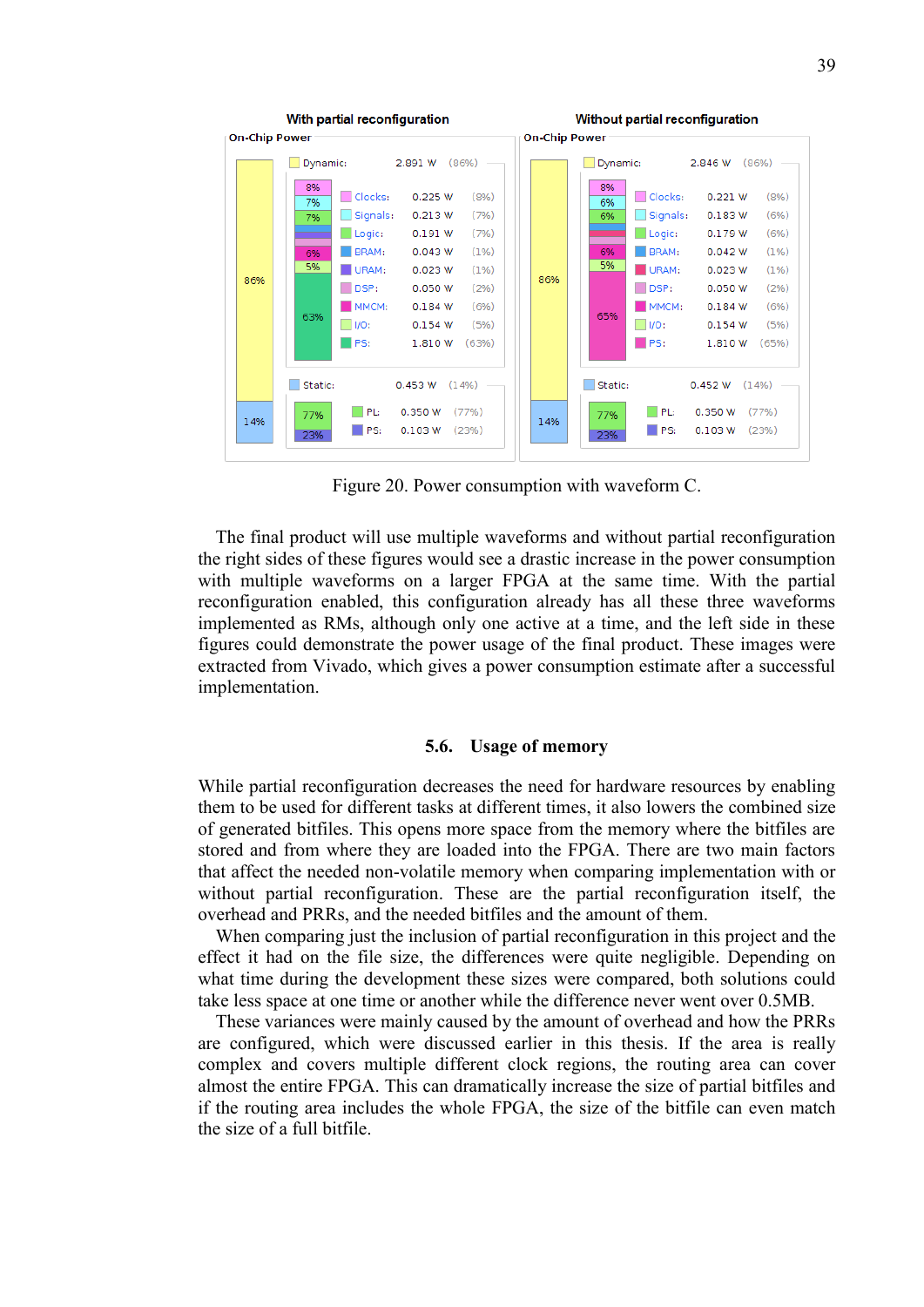| With partial reconfiguration | | | Without partial reconfiguration | | |
|---|---|---|---|---|---|
| **On-Chip Power** | | | **On-Chip Power** | | |
| Dynamic: | 2.891 W | (86%) | Dynamic: | 2.846 W | (86%) |
| Clocks: | 0.225 W | (8%) | Clocks: | 0.221 W | (8%) |
| Signals: | 0.213 W | (7%) | Signals: | 0.183 W | (6%) |
| Logic: | 0.191 W | (7%) | Logic: | 0.179 W | (6%) |
| BRAM: | 0.043 W | (1%) | BRAM: | 0.042 W | (1%) |
| URAM: | 0.023 W | (1%) | URAM: | 0.023 W | (1%) |
| DSP: | 0.050 W | (2%) | DSP: | 0.050 W | (2%) |
| MMCM: | 0.184 W | (6%) | MMCM: | 0.184 W | (6%) |
| I/O: | 0.154 W | (5%) | I/O: | 0.154 W | (5%) |
| PS: | 1.810 W | (63%) | PS: | 1.810 W | (65%) |
| Static: | 0.453 W | (14%) | Static: | 0.452 W | (14%) |
| PL: | 0.350 W | (77%) | PL: | 0.350 W | (77%) |
| PS: | 0.103 W | (23%) | PS: | 0.103 W | (23%) |

Figure 20. Power consumption with waveform C.

The final product will use multiple waveforms and without partial reconfiguration the right sides of these figures would see a drastic increase in the power consumption with multiple waveforms on a larger FPGA at the same time. With the partial reconfiguration enabled, this configuration already has all these three waveforms implemented as RMs, although only one active at a time, and the left side in these figures could demonstrate the power usage of the final product. These images were extracted from Vivado, which gives a power consumption estimate after a successful implementation.

### 5.6. Usage of memory

While partial reconfiguration decreases the need for hardware resources by enabling them to be used for different tasks at different times, it also lowers the combined size of generated bitfiles. This opens more space from the memory where the bitfiles are stored and from where they are loaded into the FPGA. There are two main factors that affect the needed non-volatile memory when comparing implementation with or without partial reconfiguration. These are the partial reconfiguration itself, the overhead and PRRs, and the needed bitfiles and the amount of them.

When comparing just the inclusion of partial reconfiguration in this project and the effect it had on the file size, the differences were quite negligible. Depending on what time during the development these sizes were compared, both solutions could take less space at one time or another while the difference never went over 0.5MB.

These variances were mainly caused by the amount of overhead and how the PRRs are configured, which were discussed earlier in this thesis. If the area is really complex and covers multiple different clock regions, the routing area can cover almost the entire FPGA. This can dramatically increase the size of partial bitfiles and if the routing area includes the whole FPGA, the size of the bitfile can even match the size of a full bitfile.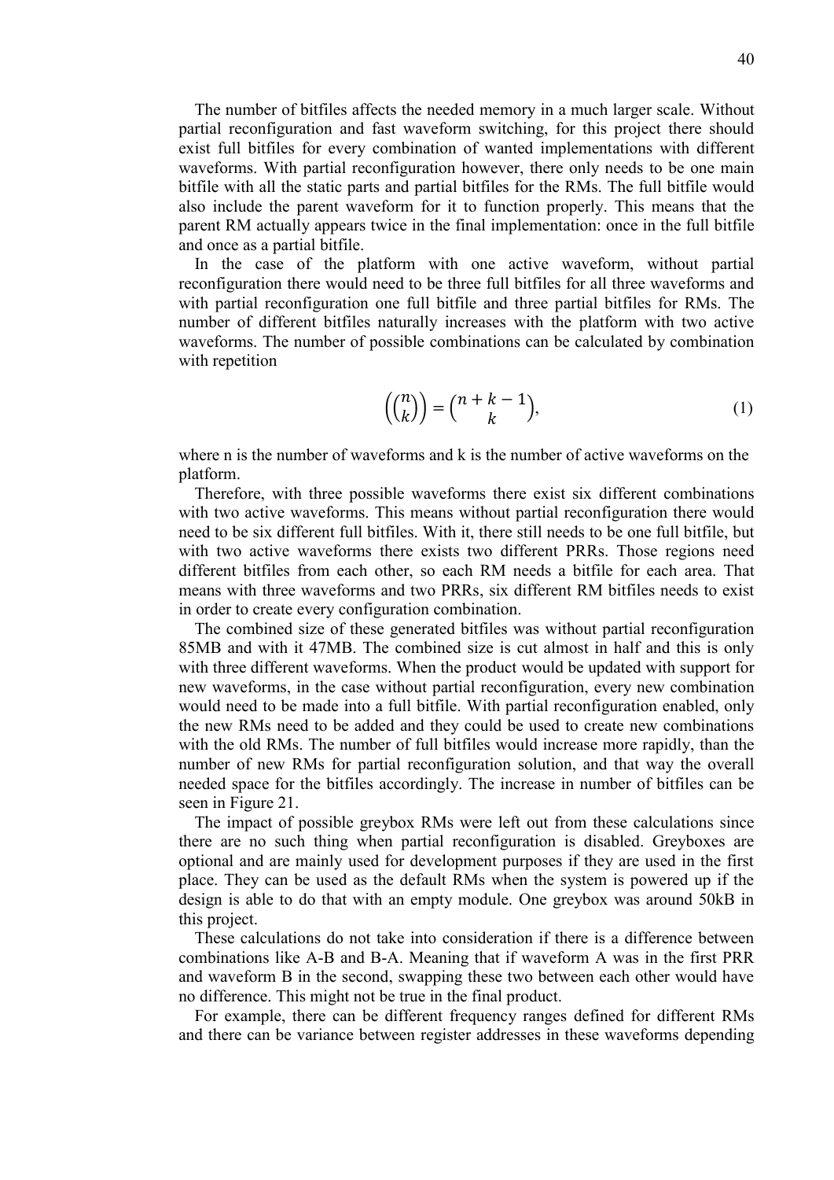The number of bitfiles affects the needed memory in a much larger scale. Without partial reconfiguration and fast waveform switching, for this project there should exist full bitfiles for every combination of wanted implementations with different waveforms. With partial reconfiguration however, there only needs to be one main bitfile with all the static parts and partial bitfiles for the RMs. The full bitfile would also include the parent waveform for it to function properly. This means that the parent RM actually appears twice in the final implementation: once in the full bitfile and once as a partial bitfile.

In the case of the platform with one active waveform, without partial reconfiguration there would need to be three full bitfiles for all three waveforms and with partial reconfiguration one full bitfile and three partial bitfiles for RMs. The number of different bitfiles naturally increases with the platform with two active waveforms. The number of possible combinations can be calculated by combination with repetition

$$\left(\!\binom{n}{k}\!\right) = \binom{n+k-1}{k}, \tag{1}$$

where n is the number of waveforms and k is the number of active waveforms on the platform.

Therefore, with three possible waveforms there exist six different combinations with two active waveforms. This means without partial reconfiguration there would need to be six different full bitfiles. With it, there still needs to be one full bitfile, but with two active waveforms there exists two different PRRs. Those regions need different bitfiles from each other, so each RM needs a bitfile for each area. That means with three waveforms and two PRRs, six different RM bitfiles needs to exist in order to create every configuration combination.

The combined size of these generated bitfiles was without partial reconfiguration 85MB and with it 47MB. The combined size is cut almost in half and this is only with three different waveforms. When the product would be updated with support for new waveforms, in the case without partial reconfiguration, every new combination would need to be made into a full bitfile. With partial reconfiguration enabled, only the new RMs need to be added and they could be used to create new combinations with the old RMs. The number of full bitfiles would increase more rapidly, than the number of new RMs for partial reconfiguration solution, and that way the overall needed space for the bitfiles accordingly. The increase in number of bitfiles can be seen in Figure 21.

The impact of possible greybox RMs were left out from these calculations since there are no such thing when partial reconfiguration is disabled. Greyboxes are optional and are mainly used for development purposes if they are used in the first place. They can be used as the default RMs when the system is powered up if the design is able to do that with an empty module. One greybox was around 50kB in this project.

These calculations do not take into consideration if there is a difference between combinations like A-B and B-A. Meaning that if waveform A was in the first PRR and waveform B in the second, swapping these two between each other would have no difference. This might not be true in the final product.

For example, there can be different frequency ranges defined for different RMs and there can be variance between register addresses in these waveforms depending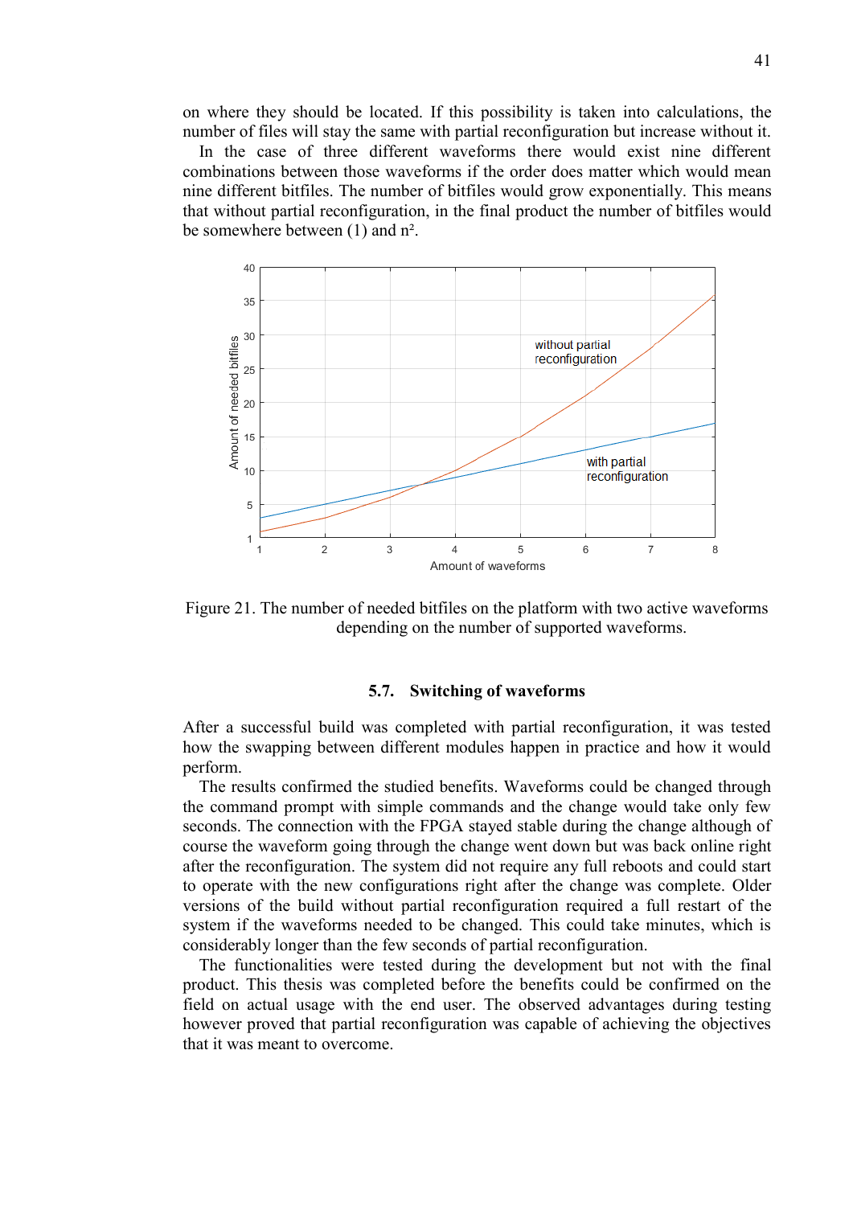on where they should be located. If this possibility is taken into calculations, the number of files will stay the same with partial reconfiguration but increase without it.

In the case of three different waveforms there would exist nine different combinations between those waveforms if the order does matter which would mean nine different bitfiles. The number of bitfiles would grow exponentially. This means that without partial reconfiguration, in the final product the number of bitfiles would be somewhere between (1) and $n^2$.

Figure 21. The number of needed bitfiles on the platform with two active waveforms depending on the number of supported waveforms.

## 5.7. Switching of waveforms

After a successful build was completed with partial reconfiguration, it was tested how the swapping between different modules happen in practice and how it would perform.

The results confirmed the studied benefits. Waveforms could be changed through the command prompt with simple commands and the change would take only few seconds. The connection with the FPGA stayed stable during the change although of course the waveform going through the change went down but was back online right after the reconfiguration. The system did not require any full reboots and could start to operate with the new configurations right after the change was complete. Older versions of the build without partial reconfiguration required a full restart of the system if the waveforms needed to be changed. This could take minutes, which is considerably longer than the few seconds of partial reconfiguration.

The functionalities were tested during the development but not with the final product. This thesis was completed before the benefits could be confirmed on the field on actual usage with the end user. The observed advantages during testing however proved that partial reconfiguration was capable of achieving the objectives that it was meant to overcome.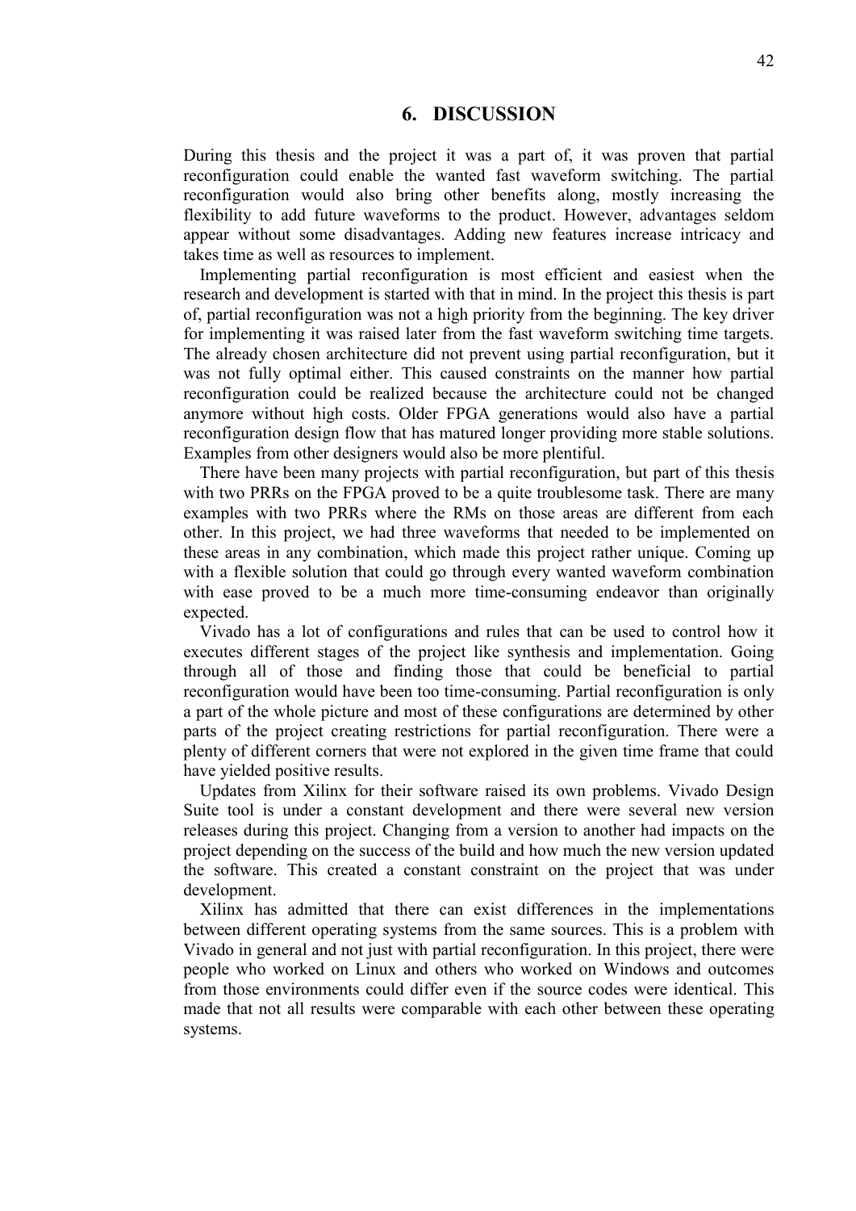# 6. DISCUSSION

During this thesis and the project it was a part of, it was proven that partial reconfiguration could enable the wanted fast waveform switching. The partial reconfiguration would also bring other benefits along, mostly increasing the flexibility to add future waveforms to the product. However, advantages seldom appear without some disadvantages. Adding new features increase intricacy and takes time as well as resources to implement.

Implementing partial reconfiguration is most efficient and easiest when the research and development is started with that in mind. In the project this thesis is part of, partial reconfiguration was not a high priority from the beginning. The key driver for implementing it was raised later from the fast waveform switching time targets. The already chosen architecture did not prevent using partial reconfiguration, but it was not fully optimal either. This caused constraints on the manner how partial reconfiguration could be realized because the architecture could not be changed anymore without high costs. Older FPGA generations would also have a partial reconfiguration design flow that has matured longer providing more stable solutions. Examples from other designers would also be more plentiful.

There have been many projects with partial reconfiguration, but part of this thesis with two PRRs on the FPGA proved to be a quite troublesome task. There are many examples with two PRRs where the RMs on those areas are different from each other. In this project, we had three waveforms that needed to be implemented on these areas in any combination, which made this project rather unique. Coming up with a flexible solution that could go through every wanted waveform combination with ease proved to be a much more time-consuming endeavor than originally expected.

Vivado has a lot of configurations and rules that can be used to control how it executes different stages of the project like synthesis and implementation. Going through all of those and finding those that could be beneficial to partial reconfiguration would have been too time-consuming. Partial reconfiguration is only a part of the whole picture and most of these configurations are determined by other parts of the project creating restrictions for partial reconfiguration. There were a plenty of different corners that were not explored in the given time frame that could have yielded positive results.

Updates from Xilinx for their software raised its own problems. Vivado Design Suite tool is under a constant development and there were several new version releases during this project. Changing from a version to another had impacts on the project depending on the success of the build and how much the new version updated the software. This created a constant constraint on the project that was under development.

Xilinx has admitted that there can exist differences in the implementations between different operating systems from the same sources. This is a problem with Vivado in general and not just with partial reconfiguration. In this project, there were people who worked on Linux and others who worked on Windows and outcomes from those environments could differ even if the source codes were identical. This made that not all results were comparable with each other between these operating systems.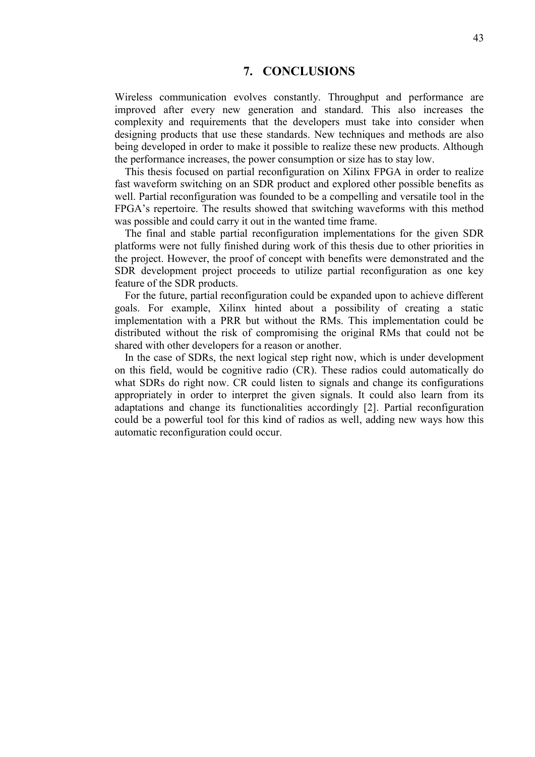# 7. CONCLUSIONS

Wireless communication evolves constantly. Throughput and performance are improved after every new generation and standard. This also increases the complexity and requirements that the developers must take into consider when designing products that use these standards. New techniques and methods are also being developed in order to make it possible to realize these new products. Although the performance increases, the power consumption or size has to stay low.

This thesis focused on partial reconfiguration on Xilinx FPGA in order to realize fast waveform switching on an SDR product and explored other possible benefits as well. Partial reconfiguration was founded to be a compelling and versatile tool in the FPGA's repertoire. The results showed that switching waveforms with this method was possible and could carry it out in the wanted time frame.

The final and stable partial reconfiguration implementations for the given SDR platforms were not fully finished during work of this thesis due to other priorities in the project. However, the proof of concept with benefits were demonstrated and the SDR development project proceeds to utilize partial reconfiguration as one key feature of the SDR products.

For the future, partial reconfiguration could be expanded upon to achieve different goals. For example, Xilinx hinted about a possibility of creating a static implementation with a PRR but without the RMs. This implementation could be distributed without the risk of compromising the original RMs that could not be shared with other developers for a reason or another.

In the case of SDRs, the next logical step right now, which is under development on this field, would be cognitive radio (CR). These radios could automatically do what SDRs do right now. CR could listen to signals and change its configurations appropriately in order to interpret the given signals. It could also learn from its adaptations and change its functionalities accordingly [2]. Partial reconfiguration could be a powerful tool for this kind of radios as well, adding new ways how this automatic reconfiguration could occur.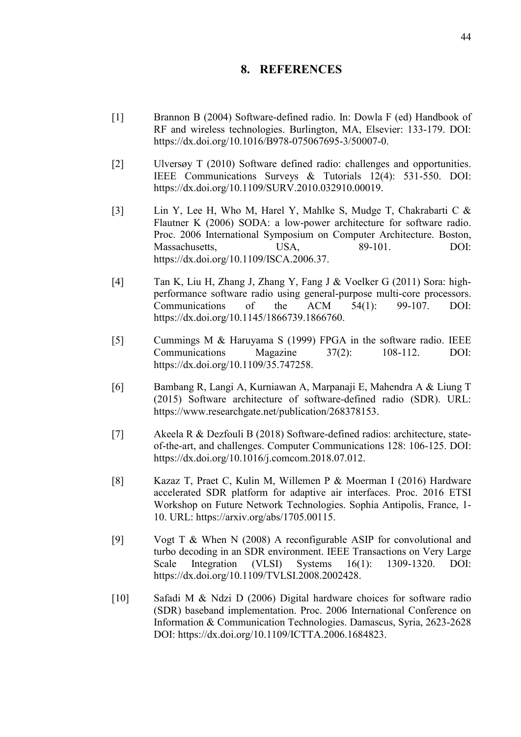# 8. REFERENCES

[1] Brannon B (2004) Software-defined radio. In: Dowla F (ed) Handbook of RF and wireless technologies. Burlington, MA, Elsevier: 133-179. DOI: https://dx.doi.org/10.1016/B978-075067695-3/50007-0.

[2] Ulversøy T (2010) Software defined radio: challenges and opportunities. IEEE Communications Surveys & Tutorials 12(4): 531-550. DOI: https://dx.doi.org/10.1109/SURV.2010.032910.00019.

[3] Lin Y, Lee H, Who M, Harel Y, Mahlke S, Mudge T, Chakrabarti C & Flautner K (2006) SODA: a low-power architecture for software radio. Proc. 2006 International Symposium on Computer Architecture. Boston, Massachusetts, USA, 89-101. DOI: https://dx.doi.org/10.1109/ISCA.2006.37.

[4] Tan K, Liu H, Zhang J, Zhang Y, Fang J & Voelker G (2011) Sora: high-performance software radio using general-purpose multi-core processors. Communications of the ACM 54(1): 99-107. DOI: https://dx.doi.org/10.1145/1866739.1866760.

[5] Cummings M & Haruyama S (1999) FPGA in the software radio. IEEE Communications Magazine 37(2): 108-112. DOI: https://dx.doi.org/10.1109/35.747258.

[6] Bambang R, Langi A, Kurniawan A, Marpanaji E, Mahendra A & Liung T (2015) Software architecture of software-defined radio (SDR). URL: https://www.researchgate.net/publication/268378153.

[7] Akeela R & Dezfouli B (2018) Software-defined radios: architecture, state-of-the-art, and challenges. Computer Communications 128: 106-125. DOI: https://dx.doi.org/10.1016/j.comcom.2018.07.012.

[8] Kazaz T, Praet C, Kulin M, Willemen P & Moerman I (2016) Hardware accelerated SDR platform for adaptive air interfaces. Proc. 2016 ETSI Workshop on Future Network Technologies. Sophia Antipolis, France, 1-10. URL: https://arxiv.org/abs/1705.00115.

[9] Vogt T & When N (2008) A reconfigurable ASIP for convolutional and turbo decoding in an SDR environment. IEEE Transactions on Very Large Scale Integration (VLSI) Systems 16(1): 1309-1320. DOI: https://dx.doi.org/10.1109/TVLSI.2008.2002428.

[10] Safadi M & Ndzi D (2006) Digital hardware choices for software radio (SDR) baseband implementation. Proc. 2006 International Conference on Information & Communication Technologies. Damascus, Syria, 2623-2628 DOI: https://dx.doi.org/10.1109/ICTTA.2006.1684823.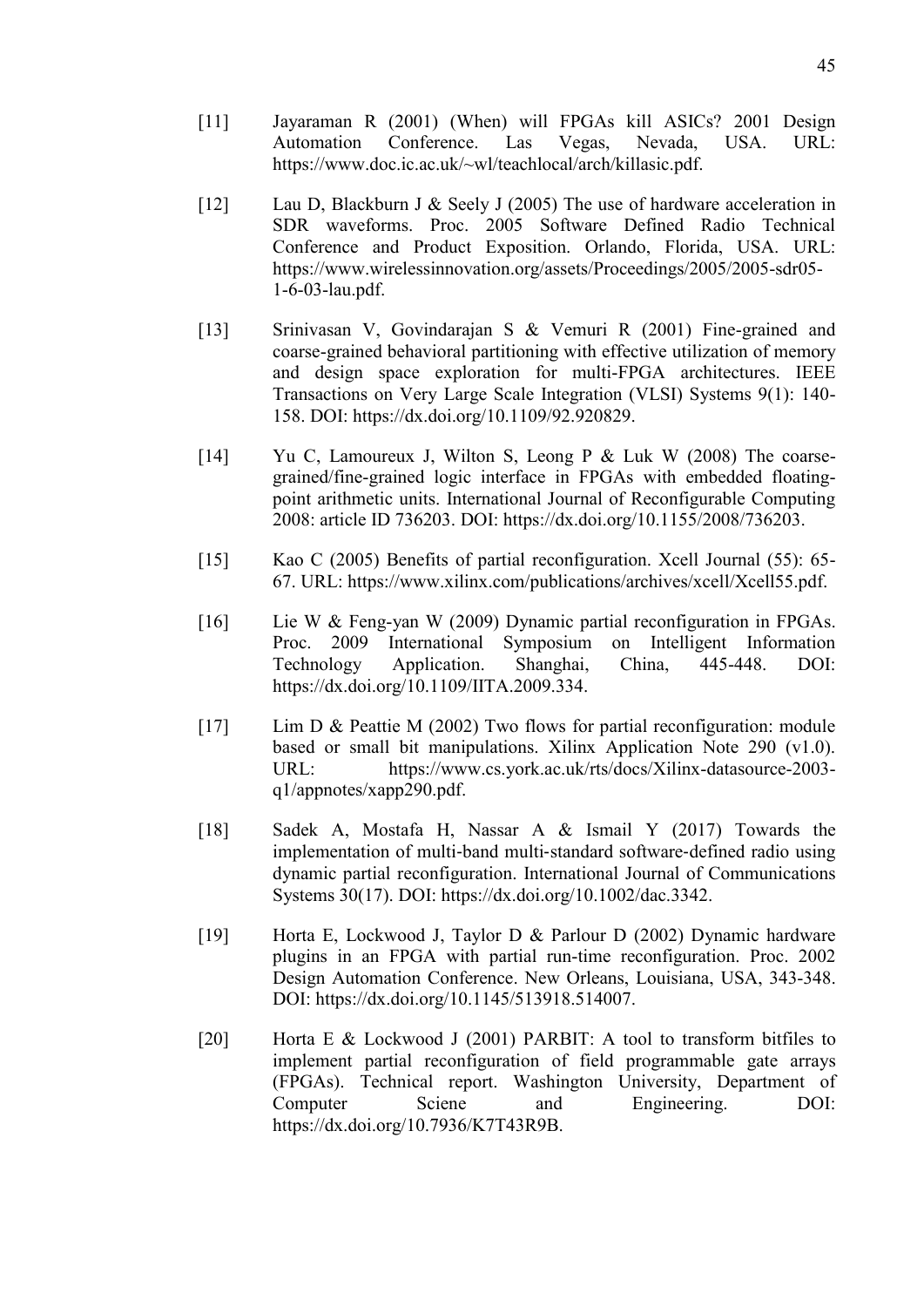[11] Jayaraman R (2001) (When) will FPGAs kill ASICs? 2001 Design Automation Conference. Las Vegas, Nevada, USA. URL: https://www.doc.ic.ac.uk/~wl/teachlocal/arch/killasic.pdf.

[12] Lau D, Blackburn J & Seely J (2005) The use of hardware acceleration in SDR waveforms. Proc. 2005 Software Defined Radio Technical Conference and Product Exposition. Orlando, Florida, USA. URL: https://www.wirelessinnovation.org/assets/Proceedings/2005/2005-sdr05-1-6-03-lau.pdf.

[13] Srinivasan V, Govindarajan S & Vemuri R (2001) Fine-grained and coarse-grained behavioral partitioning with effective utilization of memory and design space exploration for multi-FPGA architectures. IEEE Transactions on Very Large Scale Integration (VLSI) Systems 9(1): 140-158. DOI: https://dx.doi.org/10.1109/92.920829.

[14] Yu C, Lamoureux J, Wilton S, Leong P & Luk W (2008) The coarse-grained/fine-grained logic interface in FPGAs with embedded floating-point arithmetic units. International Journal of Reconfigurable Computing 2008: article ID 736203. DOI: https://dx.doi.org/10.1155/2008/736203.

[15] Kao C (2005) Benefits of partial reconfiguration. Xcell Journal (55): 65-67. URL: https://www.xilinx.com/publications/archives/xcell/Xcell55.pdf.

[16] Lie W & Feng-yan W (2009) Dynamic partial reconfiguration in FPGAs. Proc. 2009 International Symposium on Intelligent Information Technology Application. Shanghai, China, 445-448. DOI: https://dx.doi.org/10.1109/IITA.2009.334.

[17] Lim D & Peattie M (2002) Two flows for partial reconfiguration: module based or small bit manipulations. Xilinx Application Note 290 (v1.0). URL: https://www.cs.york.ac.uk/rts/docs/Xilinx-datasource-2003-q1/appnotes/xapp290.pdf.

[18] Sadek A, Mostafa H, Nassar A & Ismail Y (2017) Towards the implementation of multi-band multi-standard software-defined radio using dynamic partial reconfiguration. International Journal of Communications Systems 30(17). DOI: https://dx.doi.org/10.1002/dac.3342.

[19] Horta E, Lockwood J, Taylor D & Parlour D (2002) Dynamic hardware plugins in an FPGA with partial run-time reconfiguration. Proc. 2002 Design Automation Conference. New Orleans, Louisiana, USA, 343-348. DOI: https://dx.doi.org/10.1145/513918.514007.

[20] Horta E & Lockwood J (2001) PARBIT: A tool to transform bitfiles to implement partial reconfiguration of field programmable gate arrays (FPGAs). Technical report. Washington University, Department of Computer Sciene and Engineering. DOI: https://dx.doi.org/10.7936/K7T43R9B.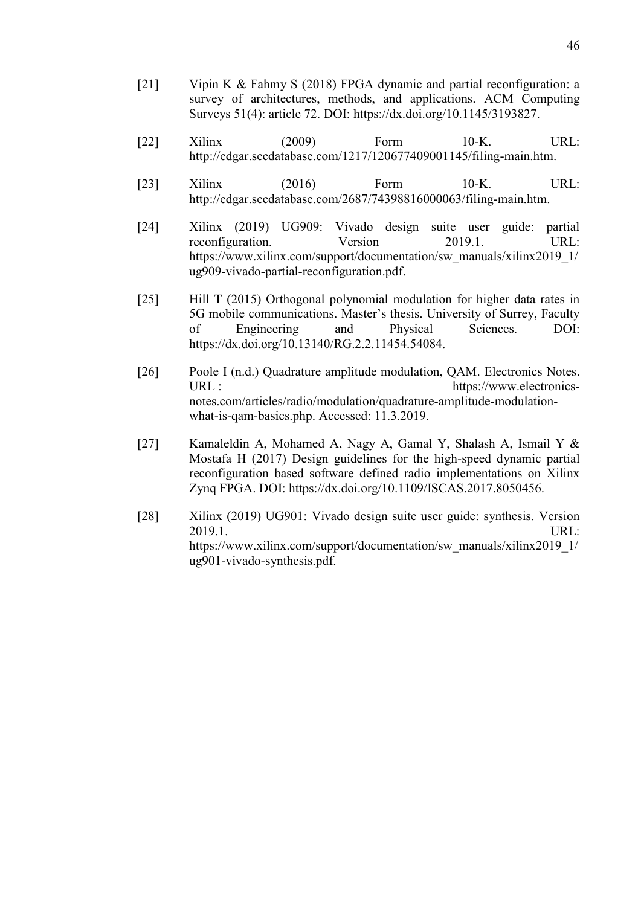[21] Vipin K & Fahmy S (2018) FPGA dynamic and partial reconfiguration: a survey of architectures, methods, and applications. ACM Computing Surveys 51(4): article 72. DOI: https://dx.doi.org/10.1145/3193827.

[22] Xilinx (2009) Form 10-K. URL: http://edgar.secdatabase.com/1217/120677409001145/filing-main.htm.

[23] Xilinx (2016) Form 10-K. URL: http://edgar.secdatabase.com/2687/74398816000063/filing-main.htm.

[24] Xilinx (2019) UG909: Vivado design suite user guide: partial reconfiguration. Version 2019.1. URL: https://www.xilinx.com/support/documentation/sw_manuals/xilinx2019_1/ug909-vivado-partial-reconfiguration.pdf.

[25] Hill T (2015) Orthogonal polynomial modulation for higher data rates in 5G mobile communications. Master's thesis. University of Surrey, Faculty of Engineering and Physical Sciences. DOI: https://dx.doi.org/10.13140/RG.2.2.11454.54084.

[26] Poole I (n.d.) Quadrature amplitude modulation, QAM. Electronics Notes. URL : https://www.electronics-notes.com/articles/radio/modulation/quadrature-amplitude-modulation-what-is-qam-basics.php. Accessed: 11.3.2019.

[27] Kamaleldin A, Mohamed A, Nagy A, Gamal Y, Shalash A, Ismail Y & Mostafa H (2017) Design guidelines for the high-speed dynamic partial reconfiguration based software defined radio implementations on Xilinx Zynq FPGA. DOI: https://dx.doi.org/10.1109/ISCAS.2017.8050456.

[28] Xilinx (2019) UG901: Vivado design suite user guide: synthesis. Version 2019.1. URL: https://www.xilinx.com/support/documentation/sw_manuals/xilinx2019_1/ug901-vivado-synthesis.pdf.